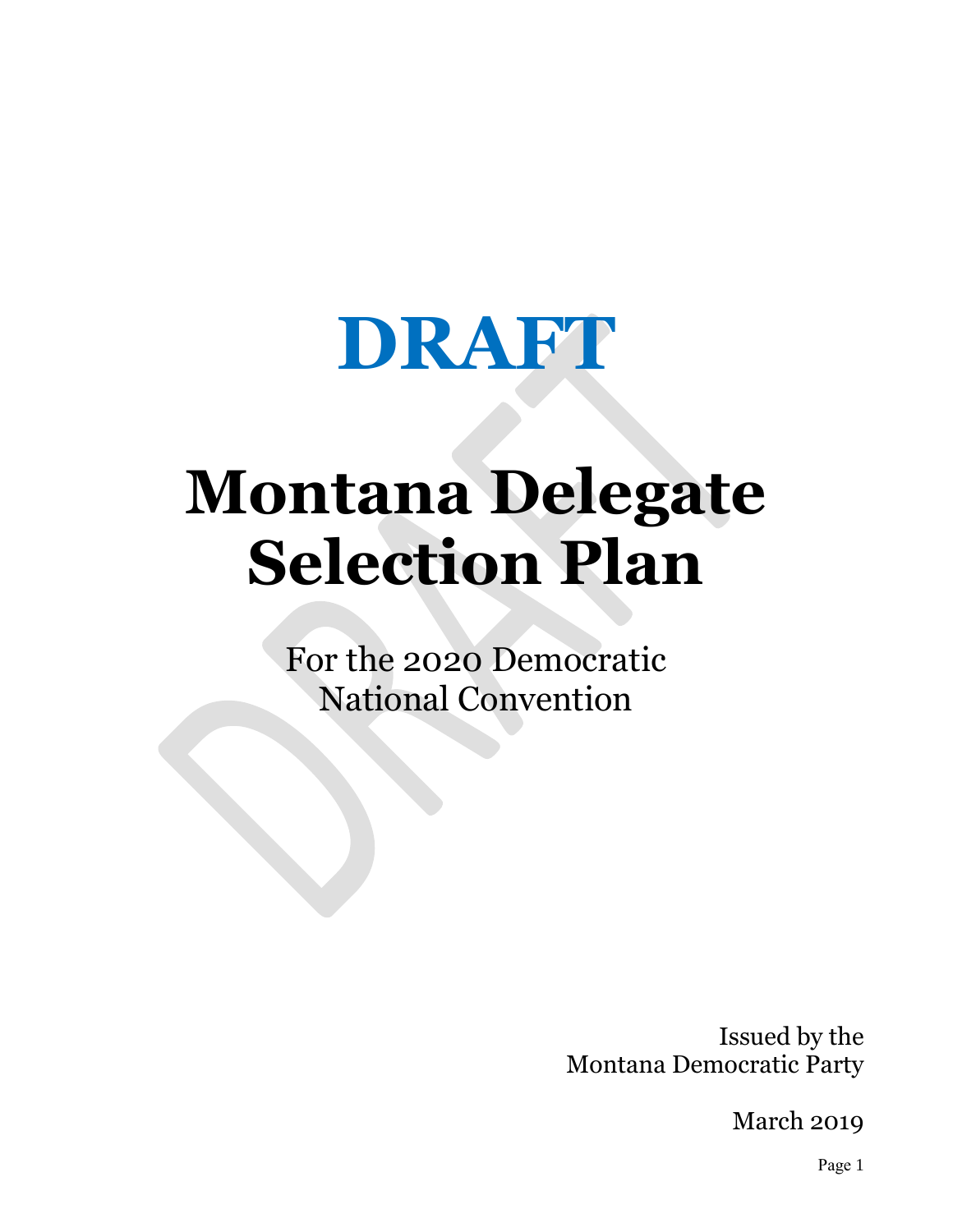# DRAFT

# Montana Delegate Selection Plan

For the 2020 Democratic National Convention

Issued by the
Montana Democratic Party

March 2019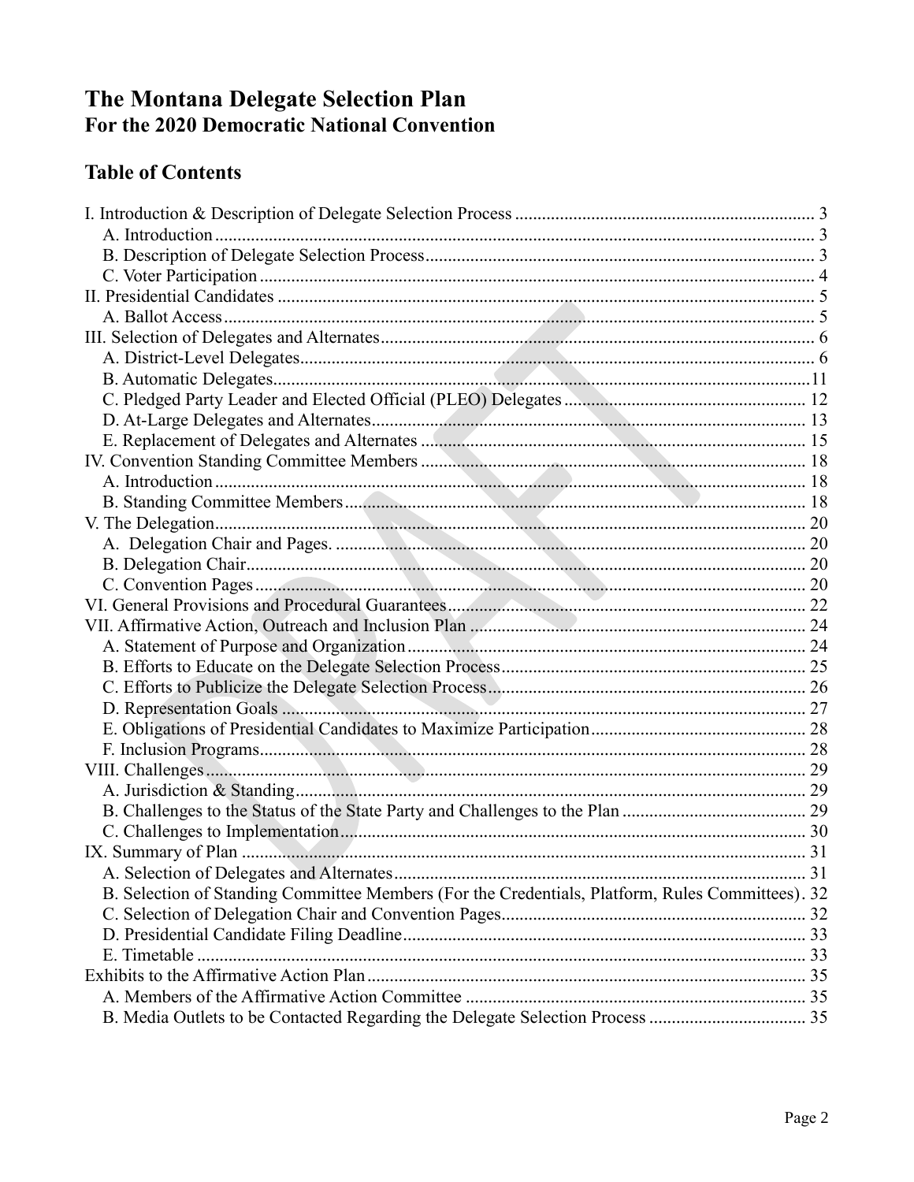# The Montana Delegate Selection Plan
## For the 2020 Democratic National Convention

### Table of Contents

I. Introduction & Description of Delegate Selection Process .......... 3
  A. Introduction .......... 3
  B. Description of Delegate Selection Process .......... 3
  C. Voter Participation .......... 4
II. Presidential Candidates .......... 5
  A. Ballot Access .......... 5
III. Selection of Delegates and Alternates .......... 6
  A. District-Level Delegates .......... 6
  B. Automatic Delegates .......... 11
  C. Pledged Party Leader and Elected Official (PLEO) Delegates .......... 12
  D. At-Large Delegates and Alternates .......... 13
  E. Replacement of Delegates and Alternates .......... 15
IV. Convention Standing Committee Members .......... 18
  A. Introduction .......... 18
  B. Standing Committee Members .......... 18
V. The Delegation .......... 20
  A. Delegation Chair and Pages. .......... 20
  B. Delegation Chair .......... 20
  C. Convention Pages .......... 20
VI. General Provisions and Procedural Guarantees .......... 22
VII. Affirmative Action, Outreach and Inclusion Plan .......... 24
  A. Statement of Purpose and Organization .......... 24
  B. Efforts to Educate on the Delegate Selection Process .......... 25
  C. Efforts to Publicize the Delegate Selection Process .......... 26
  D. Representation Goals .......... 27
  E. Obligations of Presidential Candidates to Maximize Participation .......... 28
  F. Inclusion Programs .......... 28
VIII. Challenges .......... 29
  A. Jurisdiction & Standing .......... 29
  B. Challenges to the Status of the State Party and Challenges to the Plan .......... 29
  C. Challenges to Implementation .......... 30
IX. Summary of Plan .......... 31
  A. Selection of Delegates and Alternates .......... 31
  B. Selection of Standing Committee Members (For the Credentials, Platform, Rules Committees). 32
  C. Selection of Delegation Chair and Convention Pages .......... 32
  D. Presidential Candidate Filing Deadline .......... 33
  E. Timetable .......... 33
Exhibits to the Affirmative Action Plan .......... 35
  A. Members of the Affirmative Action Committee .......... 35
  B. Media Outlets to be Contacted Regarding the Delegate Selection Process .......... 35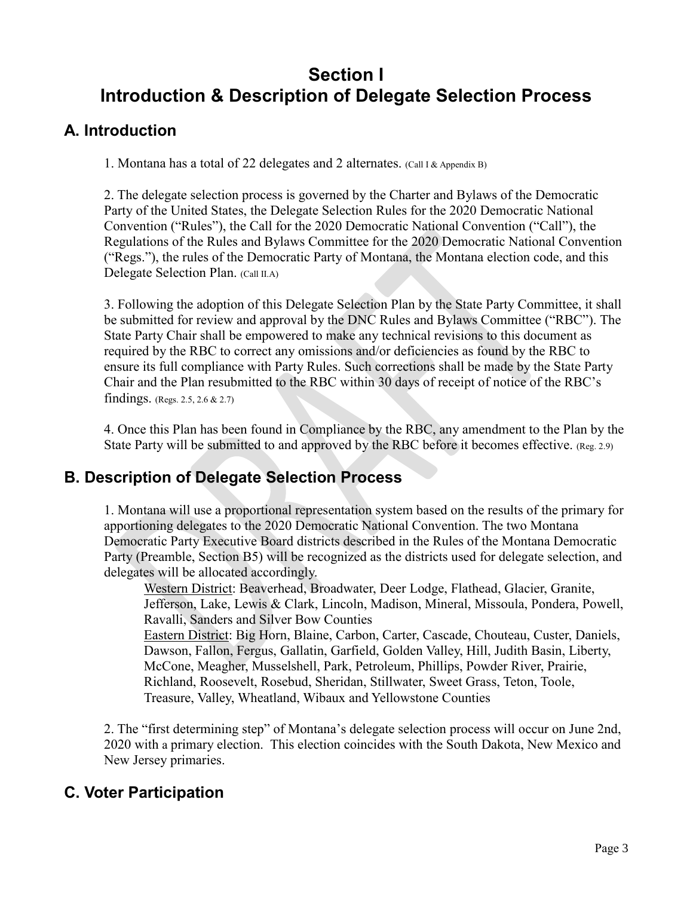# Section I
# Introduction & Description of Delegate Selection Process

## A. Introduction

1. Montana has a total of 22 delegates and 2 alternates. (Call I & Appendix B)

2. The delegate selection process is governed by the Charter and Bylaws of the Democratic Party of the United States, the Delegate Selection Rules for the 2020 Democratic National Convention ("Rules"), the Call for the 2020 Democratic National Convention ("Call"), the Regulations of the Rules and Bylaws Committee for the 2020 Democratic National Convention ("Regs."), the rules of the Democratic Party of Montana, the Montana election code, and this Delegate Selection Plan. (Call II.A)

3. Following the adoption of this Delegate Selection Plan by the State Party Committee, it shall be submitted for review and approval by the DNC Rules and Bylaws Committee ("RBC"). The State Party Chair shall be empowered to make any technical revisions to this document as required by the RBC to correct any omissions and/or deficiencies as found by the RBC to ensure its full compliance with Party Rules. Such corrections shall be made by the State Party Chair and the Plan resubmitted to the RBC within 30 days of receipt of notice of the RBC's findings. (Regs. 2.5, 2.6 & 2.7)

4. Once this Plan has been found in Compliance by the RBC, any amendment to the Plan by the State Party will be submitted to and approved by the RBC before it becomes effective. (Reg. 2.9)

## B. Description of Delegate Selection Process

1. Montana will use a proportional representation system based on the results of the primary for apportioning delegates to the 2020 Democratic National Convention. The two Montana Democratic Party Executive Board districts described in the Rules of the Montana Democratic Party (Preamble, Section B5) will be recognized as the districts used for delegate selection, and delegates will be allocated accordingly.

   Western District: Beaverhead, Broadwater, Deer Lodge, Flathead, Glacier, Granite, Jefferson, Lake, Lewis & Clark, Lincoln, Madison, Mineral, Missoula, Pondera, Powell, Ravalli, Sanders and Silver Bow Counties

   Eastern District: Big Horn, Blaine, Carbon, Carter, Cascade, Chouteau, Custer, Daniels, Dawson, Fallon, Fergus, Gallatin, Garfield, Golden Valley, Hill, Judith Basin, Liberty, McCone, Meagher, Musselshell, Park, Petroleum, Phillips, Powder River, Prairie, Richland, Roosevelt, Rosebud, Sheridan, Stillwater, Sweet Grass, Teton, Toole, Treasure, Valley, Wheatland, Wibaux and Yellowstone Counties

2. The "first determining step" of Montana's delegate selection process will occur on June 2nd, 2020 with a primary election. This election coincides with the South Dakota, New Mexico and New Jersey primaries.

## C. Voter Participation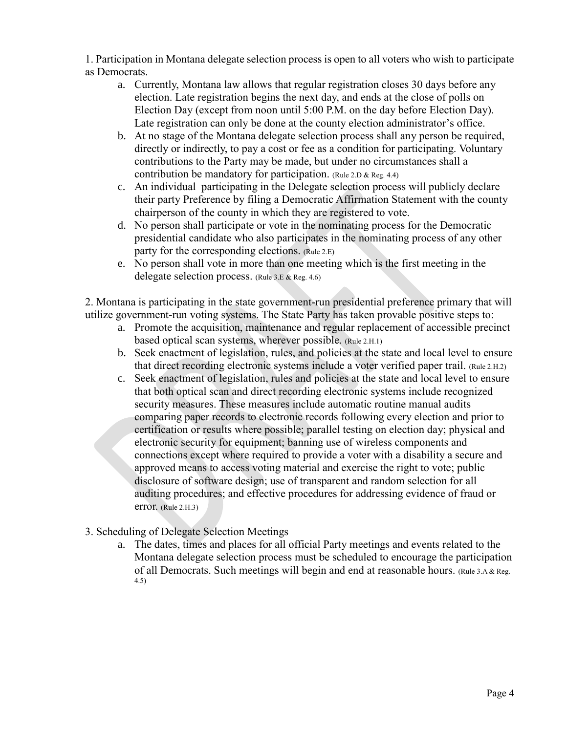1. Participation in Montana delegate selection process is open to all voters who wish to participate as Democrats.
   a. Currently, Montana law allows that regular registration closes 30 days before any election. Late registration begins the next day, and ends at the close of polls on Election Day (except from noon until 5:00 P.M. on the day before Election Day). Late registration can only be done at the county election administrator's office.
   b. At no stage of the Montana delegate selection process shall any person be required, directly or indirectly, to pay a cost or fee as a condition for participating. Voluntary contributions to the Party may be made, but under no circumstances shall a contribution be mandatory for participation. (Rule 2.D & Reg. 4.4)
   c. An individual participating in the Delegate selection process will publicly declare their party Preference by filing a Democratic Affirmation Statement with the county chairperson of the county in which they are registered to vote.
   d. No person shall participate or vote in the nominating process for the Democratic presidential candidate who also participates in the nominating process of any other party for the corresponding elections. (Rule 2.E)
   e. No person shall vote in more than one meeting which is the first meeting in the delegate selection process. (Rule 3.E & Reg. 4.6)

2. Montana is participating in the state government-run presidential preference primary that will utilize government-run voting systems. The State Party has taken provable positive steps to:
   a. Promote the acquisition, maintenance and regular replacement of accessible precinct based optical scan systems, wherever possible. (Rule 2.H.1)
   b. Seek enactment of legislation, rules, and policies at the state and local level to ensure that direct recording electronic systems include a voter verified paper trail. (Rule 2.H.2)
   c. Seek enactment of legislation, rules and policies at the state and local level to ensure that both optical scan and direct recording electronic systems include recognized security measures. These measures include automatic routine manual audits comparing paper records to electronic records following every election and prior to certification or results where possible; parallel testing on election day; physical and electronic security for equipment; banning use of wireless components and connections except where required to provide a voter with a disability a secure and approved means to access voting material and exercise the right to vote; public disclosure of software design; use of transparent and random selection for all auditing procedures; and effective procedures for addressing evidence of fraud or error. (Rule 2.H.3)

3. Scheduling of Delegate Selection Meetings
   a. The dates, times and places for all official Party meetings and events related to the Montana delegate selection process must be scheduled to encourage the participation of all Democrats. Such meetings will begin and end at reasonable hours. (Rule 3.A & Reg. 4.5)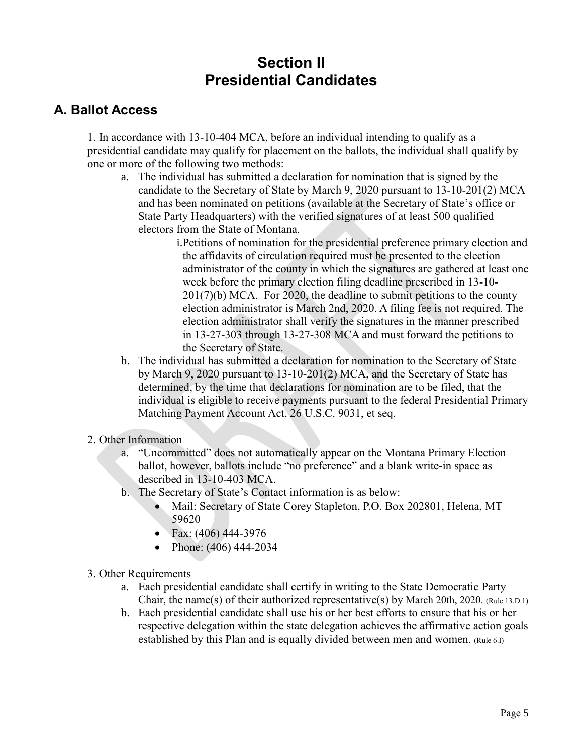# Section II
# Presidential Candidates

## A. Ballot Access

1. In accordance with 13-10-404 MCA, before an individual intending to qualify as a presidential candidate may qualify for placement on the ballots, the individual shall qualify by one or more of the following two methods:

   a. The individual has submitted a declaration for nomination that is signed by the candidate to the Secretary of State by March 9, 2020 pursuant to 13-10-201(2) MCA and has been nominated on petitions (available at the Secretary of State's office or State Party Headquarters) with the verified signatures of at least 500 qualified electors from the State of Montana.

      i. Petitions of nomination for the presidential preference primary election and the affidavits of circulation required must be presented to the election administrator of the county in which the signatures are gathered at least one week before the primary election filing deadline prescribed in 13-10-201(7)(b) MCA. For 2020, the deadline to submit petitions to the county election administrator is March 2nd, 2020. A filing fee is not required. The election administrator shall verify the signatures in the manner prescribed in 13-27-303 through 13-27-308 MCA and must forward the petitions to the Secretary of State.

   b. The individual has submitted a declaration for nomination to the Secretary of State by March 9, 2020 pursuant to 13-10-201(2) MCA, and the Secretary of State has determined, by the time that declarations for nomination are to be filed, that the individual is eligible to receive payments pursuant to the federal Presidential Primary Matching Payment Account Act, 26 U.S.C. 9031, et seq.

2. Other Information

   a. "Uncommitted" does not automatically appear on the Montana Primary Election ballot, however, ballots include "no preference" and a blank write-in space as described in 13-10-403 MCA.

   b. The Secretary of State's Contact information is as below:
      - Mail: Secretary of State Corey Stapleton, P.O. Box 202801, Helena, MT 59620
      - Fax: (406) 444-3976
      - Phone: (406) 444-2034

3. Other Requirements

   a. Each presidential candidate shall certify in writing to the State Democratic Party Chair, the name(s) of their authorized representative(s) by March 20th, 2020. (Rule 13.D.1)

   b. Each presidential candidate shall use his or her best efforts to ensure that his or her respective delegation within the state delegation achieves the affirmative action goals established by this Plan and is equally divided between men and women. (Rule 6.I)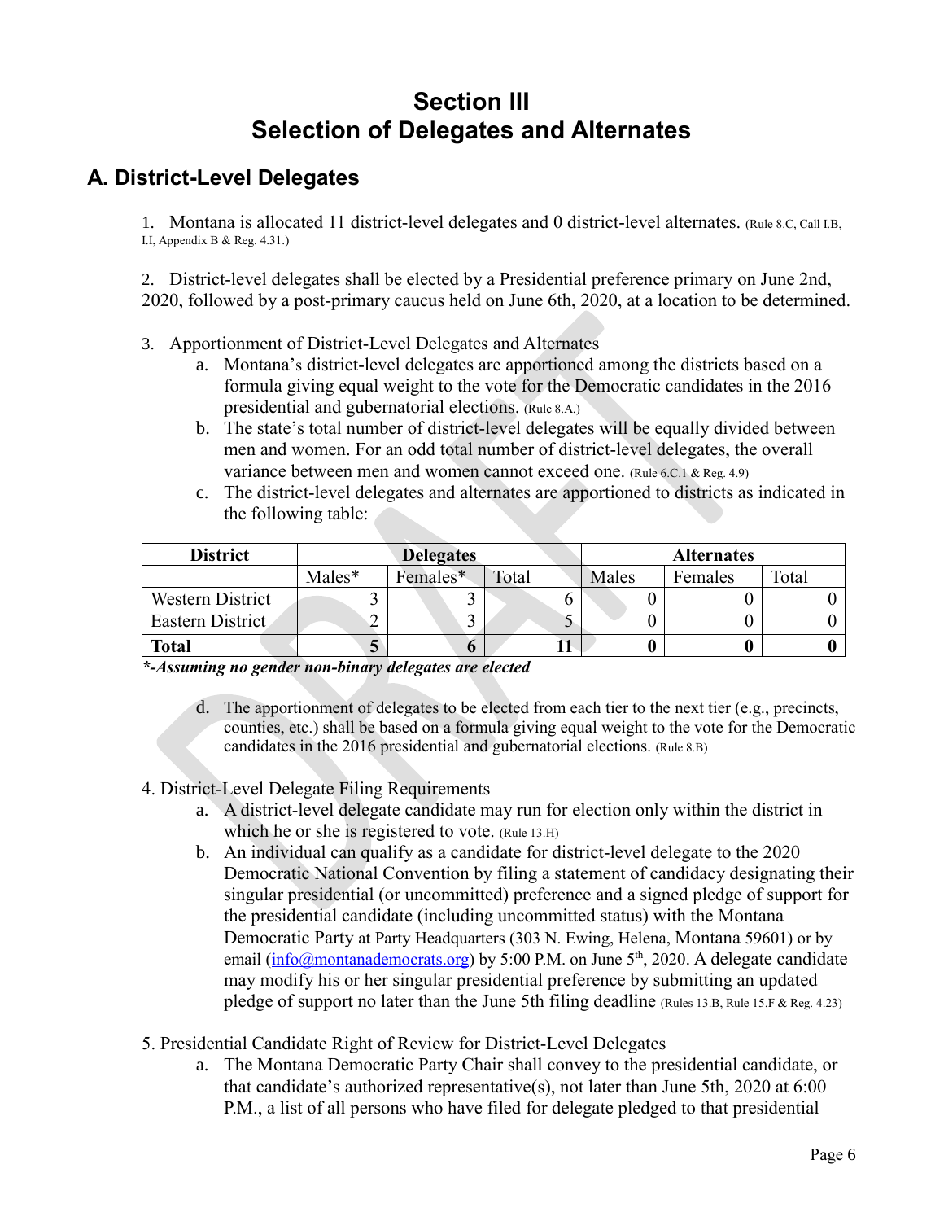# Section III
# Selection of Delegates and Alternates

## A. District-Level Delegates

1. Montana is allocated 11 district-level delegates and 0 district-level alternates. (Rule 8.C, Call I.B, I.I, Appendix B & Reg. 4.31.)

2. District-level delegates shall be elected by a Presidential preference primary on June 2nd, 2020, followed by a post-primary caucus held on June 6th, 2020, at a location to be determined.

3. Apportionment of District-Level Delegates and Alternates
   a. Montana's district-level delegates are apportioned among the districts based on a formula giving equal weight to the vote for the Democratic candidates in the 2016 presidential and gubernatorial elections. (Rule 8.A.)
   b. The state's total number of district-level delegates will be equally divided between men and women. For an odd total number of district-level delegates, the overall variance between men and women cannot exceed one. (Rule 6.C.1 & Reg. 4.9)
   c. The district-level delegates and alternates are apportioned to districts as indicated in the following table:

| District | Delegates | | | Alternates | | |
|---|---|---|---|---|---|---|
| | Males* | Females* | Total | Males | Females | Total |
| Western District | 3 | 3 | 6 | 0 | 0 | 0 |
| Eastern District | 2 | 3 | 5 | 0 | 0 | 0 |
| **Total** | **5** | **6** | **11** | **0** | **0** | **0** |

***-Assuming no gender non-binary delegates are elected***

   d. The apportionment of delegates to be elected from each tier to the next tier (e.g., precincts, counties, etc.) shall be based on a formula giving equal weight to the vote for the Democratic candidates in the 2016 presidential and gubernatorial elections. (Rule 8.B)

4. District-Level Delegate Filing Requirements
   a. A district-level delegate candidate may run for election only within the district in which he or she is registered to vote. (Rule 13.H)
   b. An individual can qualify as a candidate for district-level delegate to the 2020 Democratic National Convention by filing a statement of candidacy designating their singular presidential (or uncommitted) preference and a signed pledge of support for the presidential candidate (including uncommitted status) with the Montana Democratic Party at Party Headquarters (303 N. Ewing, Helena, Montana 59601) or by email (info@montanademocrats.org) by 5:00 P.M. on June 5th, 2020. A delegate candidate may modify his or her singular presidential preference by submitting an updated pledge of support no later than the June 5th filing deadline (Rules 13.B, Rule 15.F & Reg. 4.23)

5. Presidential Candidate Right of Review for District-Level Delegates
   a. The Montana Democratic Party Chair shall convey to the presidential candidate, or that candidate's authorized representative(s), not later than June 5th, 2020 at 6:00 P.M., a list of all persons who have filed for delegate pledged to that presidential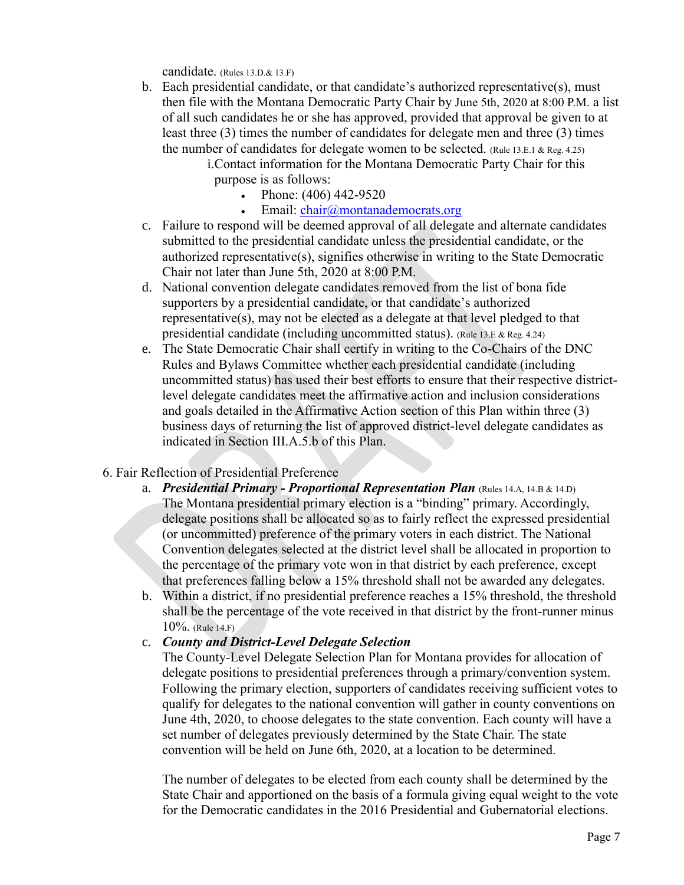candidate. (Rules 13.D.& 13.F)

b. Each presidential candidate, or that candidate's authorized representative(s), must then file with the Montana Democratic Party Chair by June 5th, 2020 at 8:00 P.M. a list of all such candidates he or she has approved, provided that approval be given to at least three (3) times the number of candidates for delegate men and three (3) times the number of candidates for delegate women to be selected. (Rule 13.E.1 & Reg. 4.25)
   i. Contact information for the Montana Democratic Party Chair for this purpose is as follows:
      - Phone: (406) 442-9520
      - Email: chair@montanademocrats.org
c. Failure to respond will be deemed approval of all delegate and alternate candidates submitted to the presidential candidate unless the presidential candidate, or the authorized representative(s), signifies otherwise in writing to the State Democratic Chair not later than June 5th, 2020 at 8:00 P.M.
d. National convention delegate candidates removed from the list of bona fide supporters by a presidential candidate, or that candidate's authorized representative(s), may not be elected as a delegate at that level pledged to that presidential candidate (including uncommitted status). (Rule 13.E & Reg. 4.24)
e. The State Democratic Chair shall certify in writing to the Co-Chairs of the DNC Rules and Bylaws Committee whether each presidential candidate (including uncommitted status) has used their best efforts to ensure that their respective district-level delegate candidates meet the affirmative action and inclusion considerations and goals detailed in the Affirmative Action section of this Plan within three (3) business days of returning the list of approved district-level delegate candidates as indicated in Section III.A.5.b of this Plan.

6. Fair Reflection of Presidential Preference

a. ***Presidential Primary - Proportional Representation Plan*** (Rules 14.A, 14.B & 14.D)
The Montana presidential primary election is a "binding" primary. Accordingly, delegate positions shall be allocated so as to fairly reflect the expressed presidential (or uncommitted) preference of the primary voters in each district. The National Convention delegates selected at the district level shall be allocated in proportion to the percentage of the primary vote won in that district by each preference, except that preferences falling below a 15% threshold shall not be awarded any delegates.
b. Within a district, if no presidential preference reaches a 15% threshold, the threshold shall be the percentage of the vote received in that district by the front-runner minus 10%. (Rule 14.F)
c. ***County and District-Level Delegate Selection***
The County-Level Delegate Selection Plan for Montana provides for allocation of delegate positions to presidential preferences through a primary/convention system. Following the primary election, supporters of candidates receiving sufficient votes to qualify for delegates to the national convention will gather in county conventions on June 4th, 2020, to choose delegates to the state convention. Each county will have a set number of delegates previously determined by the State Chair. The state convention will be held on June 6th, 2020, at a location to be determined.

The number of delegates to be elected from each county shall be determined by the State Chair and apportioned on the basis of a formula giving equal weight to the vote for the Democratic candidates in the 2016 Presidential and Gubernatorial elections.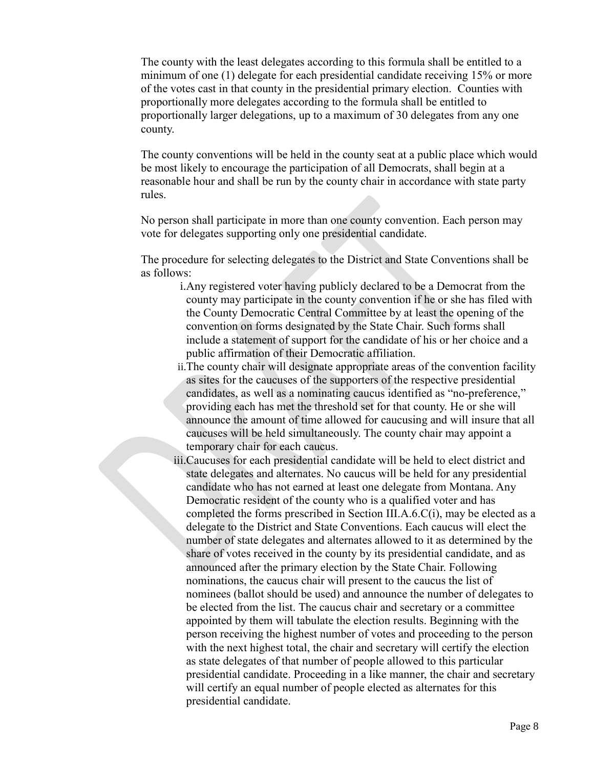The county with the least delegates according to this formula shall be entitled to a minimum of one (1) delegate for each presidential candidate receiving 15% or more of the votes cast in that county in the presidential primary election. Counties with proportionally more delegates according to the formula shall be entitled to proportionally larger delegations, up to a maximum of 30 delegates from any one county.

The county conventions will be held in the county seat at a public place which would be most likely to encourage the participation of all Democrats, shall begin at a reasonable hour and shall be run by the county chair in accordance with state party rules.

No person shall participate in more than one county convention. Each person may vote for delegates supporting only one presidential candidate.

The procedure for selecting delegates to the District and State Conventions shall be as follows:

i. Any registered voter having publicly declared to be a Democrat from the county may participate in the county convention if he or she has filed with the County Democratic Central Committee by at least the opening of the convention on forms designated by the State Chair. Such forms shall include a statement of support for the candidate of his or her choice and a public affirmation of their Democratic affiliation.

ii. The county chair will designate appropriate areas of the convention facility as sites for the caucuses of the supporters of the respective presidential candidates, as well as a nominating caucus identified as "no-preference," providing each has met the threshold set for that county. He or she will announce the amount of time allowed for caucusing and will insure that all caucuses will be held simultaneously. The county chair may appoint a temporary chair for each caucus.

iii. Caucuses for each presidential candidate will be held to elect district and state delegates and alternates. No caucus will be held for any presidential candidate who has not earned at least one delegate from Montana. Any Democratic resident of the county who is a qualified voter and has completed the forms prescribed in Section III.A.6.C(i), may be elected as a delegate to the District and State Conventions. Each caucus will elect the number of state delegates and alternates allowed to it as determined by the share of votes received in the county by its presidential candidate, and as announced after the primary election by the State Chair. Following nominations, the caucus chair will present to the caucus the list of nominees (ballot should be used) and announce the number of delegates to be elected from the list. The caucus chair and secretary or a committee appointed by them will tabulate the election results. Beginning with the person receiving the highest number of votes and proceeding to the person with the next highest total, the chair and secretary will certify the election as state delegates of that number of people allowed to this particular presidential candidate. Proceeding in a like manner, the chair and secretary will certify an equal number of people elected as alternates for this presidential candidate.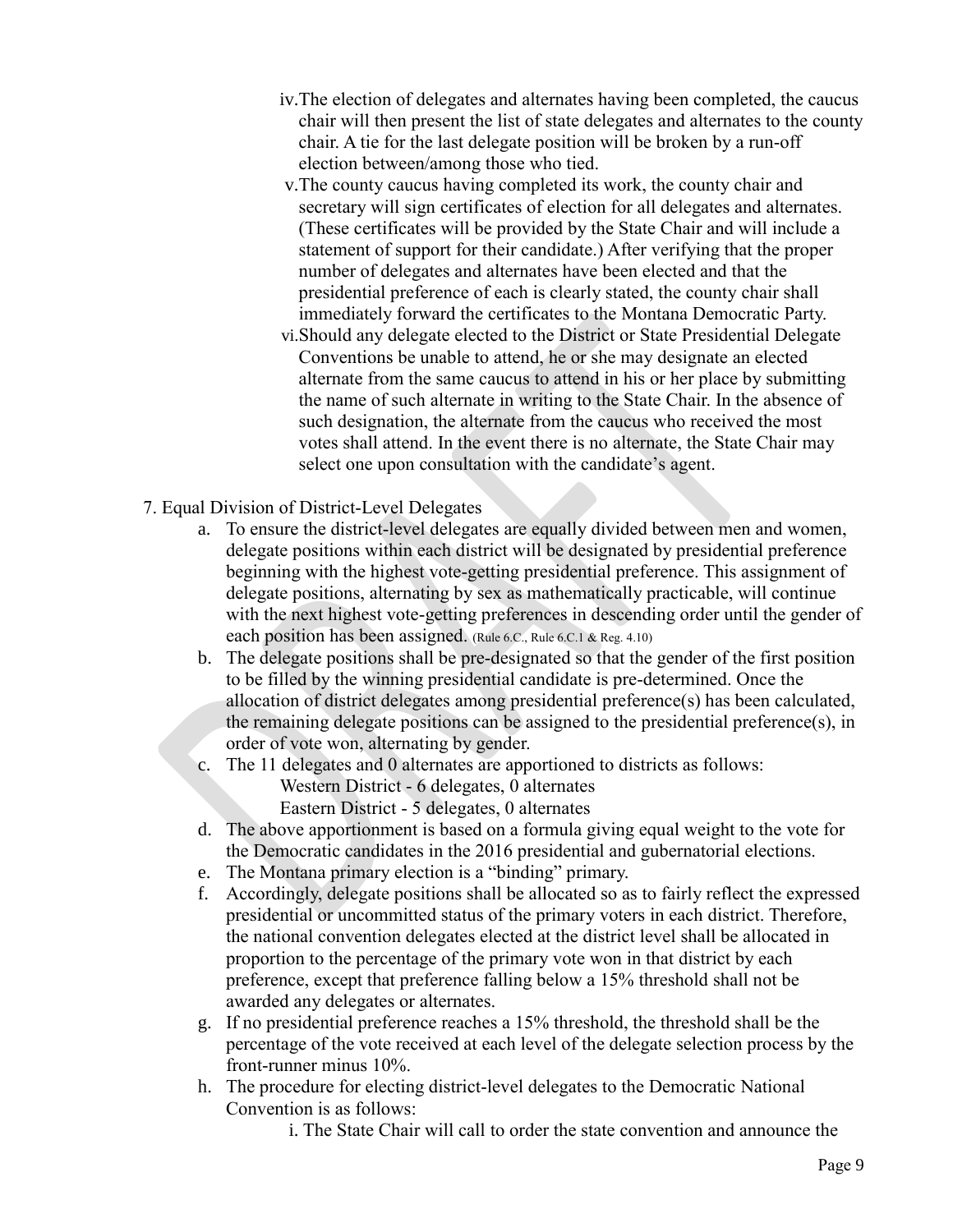iv. The election of delegates and alternates having been completed, the caucus chair will then present the list of state delegates and alternates to the county chair. A tie for the last delegate position will be broken by a run-off election between/among those who tied.

v. The county caucus having completed its work, the county chair and secretary will sign certificates of election for all delegates and alternates. (These certificates will be provided by the State Chair and will include a statement of support for their candidate.) After verifying that the proper number of delegates and alternates have been elected and that the presidential preference of each is clearly stated, the county chair shall immediately forward the certificates to the Montana Democratic Party.

vi. Should any delegate elected to the District or State Presidential Delegate Conventions be unable to attend, he or she may designate an elected alternate from the same caucus to attend in his or her place by submitting the name of such alternate in writing to the State Chair. In the absence of such designation, the alternate from the caucus who received the most votes shall attend. In the event there is no alternate, the State Chair may select one upon consultation with the candidate's agent.

7. Equal Division of District-Level Delegates

a. To ensure the district-level delegates are equally divided between men and women, delegate positions within each district will be designated by presidential preference beginning with the highest vote-getting presidential preference. This assignment of delegate positions, alternating by sex as mathematically practicable, will continue with the next highest vote-getting preferences in descending order until the gender of each position has been assigned. (Rule 6.C., Rule 6.C.1 & Reg. 4.10)

b. The delegate positions shall be pre-designated so that the gender of the first position to be filled by the winning presidential candidate is pre-determined. Once the allocation of district delegates among presidential preference(s) has been calculated, the remaining delegate positions can be assigned to the presidential preference(s), in order of vote won, alternating by gender.

c. The 11 delegates and 0 alternates are apportioned to districts as follows:
   Western District - 6 delegates, 0 alternates
   Eastern District - 5 delegates, 0 alternates

d. The above apportionment is based on a formula giving equal weight to the vote for the Democratic candidates in the 2016 presidential and gubernatorial elections.

e. The Montana primary election is a "binding" primary.

f. Accordingly, delegate positions shall be allocated so as to fairly reflect the expressed presidential or uncommitted status of the primary voters in each district. Therefore, the national convention delegates elected at the district level shall be allocated in proportion to the percentage of the primary vote won in that district by each preference, except that preference falling below a 15% threshold shall not be awarded any delegates or alternates.

g. If no presidential preference reaches a 15% threshold, the threshold shall be the percentage of the vote received at each level of the delegate selection process by the front-runner minus 10%.

h. The procedure for electing district-level delegates to the Democratic National Convention is as follows:

   i. The State Chair will call to order the state convention and announce the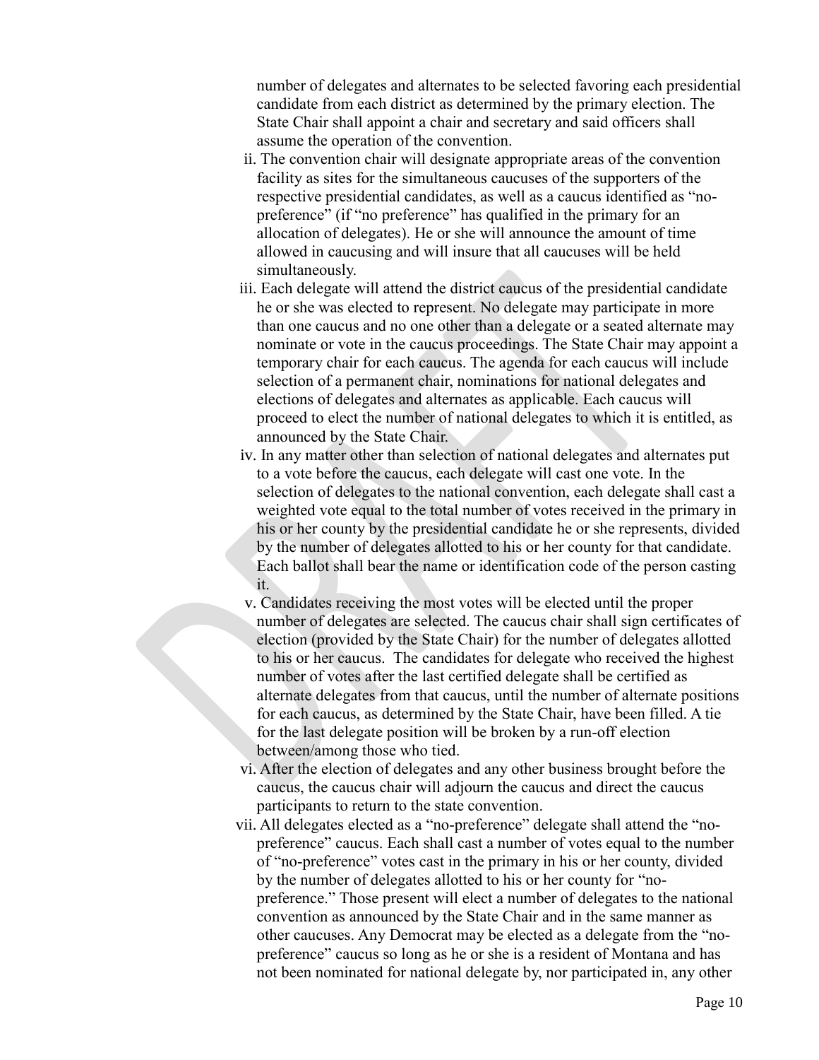number of delegates and alternates to be selected favoring each presidential candidate from each district as determined by the primary election. The State Chair shall appoint a chair and secretary and said officers shall assume the operation of the convention.

ii. The convention chair will designate appropriate areas of the convention facility as sites for the simultaneous caucuses of the supporters of the respective presidential candidates, as well as a caucus identified as "no-preference" (if "no preference" has qualified in the primary for an allocation of delegates). He or she will announce the amount of time allowed in caucusing and will insure that all caucuses will be held simultaneously.

iii. Each delegate will attend the district caucus of the presidential candidate he or she was elected to represent. No delegate may participate in more than one caucus and no one other than a delegate or a seated alternate may nominate or vote in the caucus proceedings. The State Chair may appoint a temporary chair for each caucus. The agenda for each caucus will include selection of a permanent chair, nominations for national delegates and elections of delegates and alternates as applicable. Each caucus will proceed to elect the number of national delegates to which it is entitled, as announced by the State Chair.

iv. In any matter other than selection of national delegates and alternates put to a vote before the caucus, each delegate will cast one vote. In the selection of delegates to the national convention, each delegate shall cast a weighted vote equal to the total number of votes received in the primary in his or her county by the presidential candidate he or she represents, divided by the number of delegates allotted to his or her county for that candidate. Each ballot shall bear the name or identification code of the person casting it.

v. Candidates receiving the most votes will be elected until the proper number of delegates are selected. The caucus chair shall sign certificates of election (provided by the State Chair) for the number of delegates allotted to his or her caucus. The candidates for delegate who received the highest number of votes after the last certified delegate shall be certified as alternate delegates from that caucus, until the number of alternate positions for each caucus, as determined by the State Chair, have been filled. A tie for the last delegate position will be broken by a run-off election between/among those who tied.

vi. After the election of delegates and any other business brought before the caucus, the caucus chair will adjourn the caucus and direct the caucus participants to return to the state convention.

vii. All delegates elected as a "no-preference" delegate shall attend the "no-preference" caucus. Each shall cast a number of votes equal to the number of "no-preference" votes cast in the primary in his or her county, divided by the number of delegates allotted to his or her county for "no-preference." Those present will elect a number of delegates to the national convention as announced by the State Chair and in the same manner as other caucuses. Any Democrat may be elected as a delegate from the "no-preference" caucus so long as he or she is a resident of Montana and has not been nominated for national delegate by, nor participated in, any other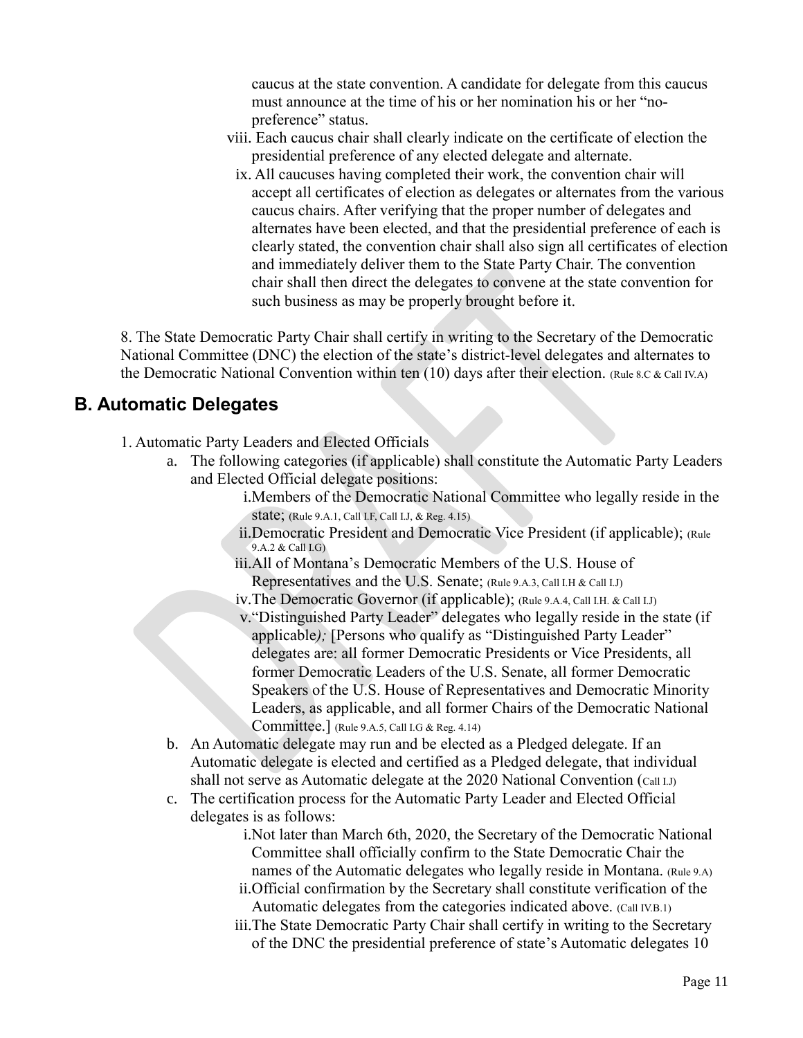caucus at the state convention. A candidate for delegate from this caucus must announce at the time of his or her nomination his or her "no-preference" status.

viii. Each caucus chair shall clearly indicate on the certificate of election the presidential preference of any elected delegate and alternate.

ix. All caucuses having completed their work, the convention chair will accept all certificates of election as delegates or alternates from the various caucus chairs. After verifying that the proper number of delegates and alternates have been elected, and that the presidential preference of each is clearly stated, the convention chair shall also sign all certificates of election and immediately deliver them to the State Party Chair. The convention chair shall then direct the delegates to convene at the state convention for such business as may be properly brought before it.

8. The State Democratic Party Chair shall certify in writing to the Secretary of the Democratic National Committee (DNC) the election of the state's district-level delegates and alternates to the Democratic National Convention within ten (10) days after their election. (Rule 8.C & Call IV.A)

## B. Automatic Delegates

1. Automatic Party Leaders and Elected Officials
   a. The following categories (if applicable) shall constitute the Automatic Party Leaders and Elected Official delegate positions:
      i. Members of the Democratic National Committee who legally reside in the state; (Rule 9.A.1, Call I.F, Call I.J, & Reg. 4.15)
      ii. Democratic President and Democratic Vice President (if applicable); (Rule 9.A.2 & Call I.G)
      iii. All of Montana's Democratic Members of the U.S. House of Representatives and the U.S. Senate; (Rule 9.A.3, Call I.H & Call I.J)
      iv. The Democratic Governor (if applicable); (Rule 9.A.4, Call I.H. & Call I.J)
      v. "Distinguished Party Leader" delegates who legally reside in the state (if applicable*);* [Persons who qualify as "Distinguished Party Leader" delegates are: all former Democratic Presidents or Vice Presidents, all former Democratic Leaders of the U.S. Senate, all former Democratic Speakers of the U.S. House of Representatives and Democratic Minority Leaders, as applicable, and all former Chairs of the Democratic National Committee.] (Rule 9.A.5, Call I.G & Reg. 4.14)
   b. An Automatic delegate may run and be elected as a Pledged delegate. If an Automatic delegate is elected and certified as a Pledged delegate, that individual shall not serve as Automatic delegate at the 2020 National Convention (Call I.J)
   c. The certification process for the Automatic Party Leader and Elected Official delegates is as follows:
      i. Not later than March 6th, 2020, the Secretary of the Democratic National Committee shall officially confirm to the State Democratic Chair the names of the Automatic delegates who legally reside in Montana. (Rule 9.A)
      ii. Official confirmation by the Secretary shall constitute verification of the Automatic delegates from the categories indicated above. (Call IV.B.1)
      iii. The State Democratic Party Chair shall certify in writing to the Secretary of the DNC the presidential preference of state's Automatic delegates 10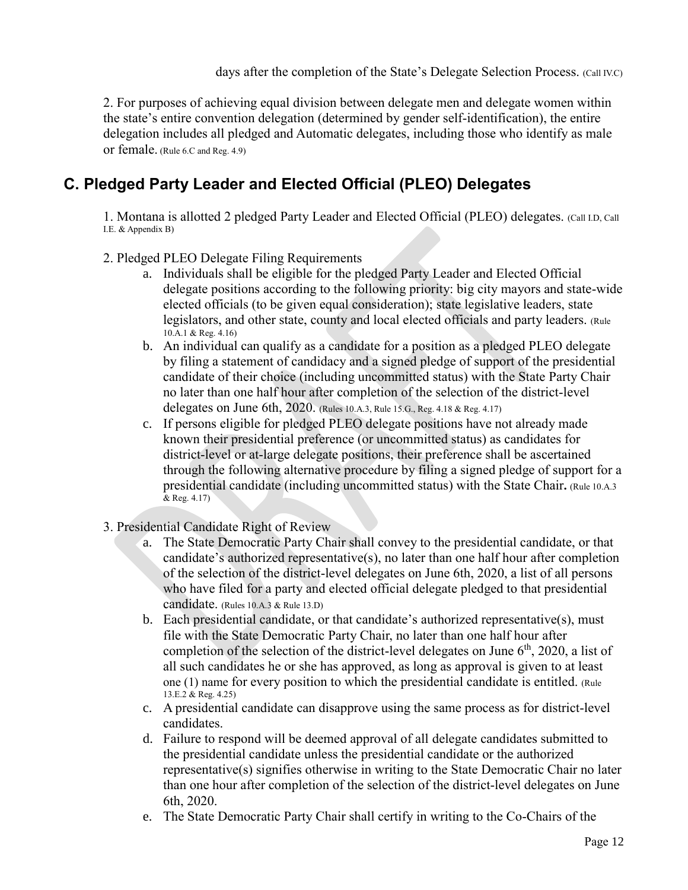days after the completion of the State's Delegate Selection Process. (Call IV.C)

2. For purposes of achieving equal division between delegate men and delegate women within the state's entire convention delegation (determined by gender self-identification), the entire delegation includes all pledged and Automatic delegates, including those who identify as male or female. (Rule 6.C and Reg. 4.9)

## C. Pledged Party Leader and Elected Official (PLEO) Delegates

1. Montana is allotted 2 pledged Party Leader and Elected Official (PLEO) delegates. (Call I.D, Call I.E. & Appendix B)

2. Pledged PLEO Delegate Filing Requirements
   a. Individuals shall be eligible for the pledged Party Leader and Elected Official delegate positions according to the following priority: big city mayors and state-wide elected officials (to be given equal consideration); state legislative leaders, state legislators, and other state, county and local elected officials and party leaders. (Rule 10.A.1 & Reg. 4.16)
   b. An individual can qualify as a candidate for a position as a pledged PLEO delegate by filing a statement of candidacy and a signed pledge of support of the presidential candidate of their choice (including uncommitted status) with the State Party Chair no later than one half hour after completion of the selection of the district-level delegates on June 6th, 2020. (Rules 10.A.3, Rule 15.G., Reg. 4.18 & Reg. 4.17)
   c. If persons eligible for pledged PLEO delegate positions have not already made known their presidential preference (or uncommitted status) as candidates for district-level or at-large delegate positions, their preference shall be ascertained through the following alternative procedure by filing a signed pledge of support for a presidential candidate (including uncommitted status) with the State Chair. (Rule 10.A.3 & Reg. 4.17)

3. Presidential Candidate Right of Review
   a. The State Democratic Party Chair shall convey to the presidential candidate, or that candidate's authorized representative(s), no later than one half hour after completion of the selection of the district-level delegates on June 6th, 2020, a list of all persons who have filed for a party and elected official delegate pledged to that presidential candidate. (Rules 10.A.3 & Rule 13.D)
   b. Each presidential candidate, or that candidate's authorized representative(s), must file with the State Democratic Party Chair, no later than one half hour after completion of the selection of the district-level delegates on June 6th, 2020, a list of all such candidates he or she has approved, as long as approval is given to at least one (1) name for every position to which the presidential candidate is entitled. (Rule 13.E.2 & Reg. 4.25)
   c. A presidential candidate can disapprove using the same process as for district-level candidates.
   d. Failure to respond will be deemed approval of all delegate candidates submitted to the presidential candidate unless the presidential candidate or the authorized representative(s) signifies otherwise in writing to the State Democratic Chair no later than one hour after completion of the selection of the district-level delegates on June 6th, 2020.
   e. The State Democratic Party Chair shall certify in writing to the Co-Chairs of the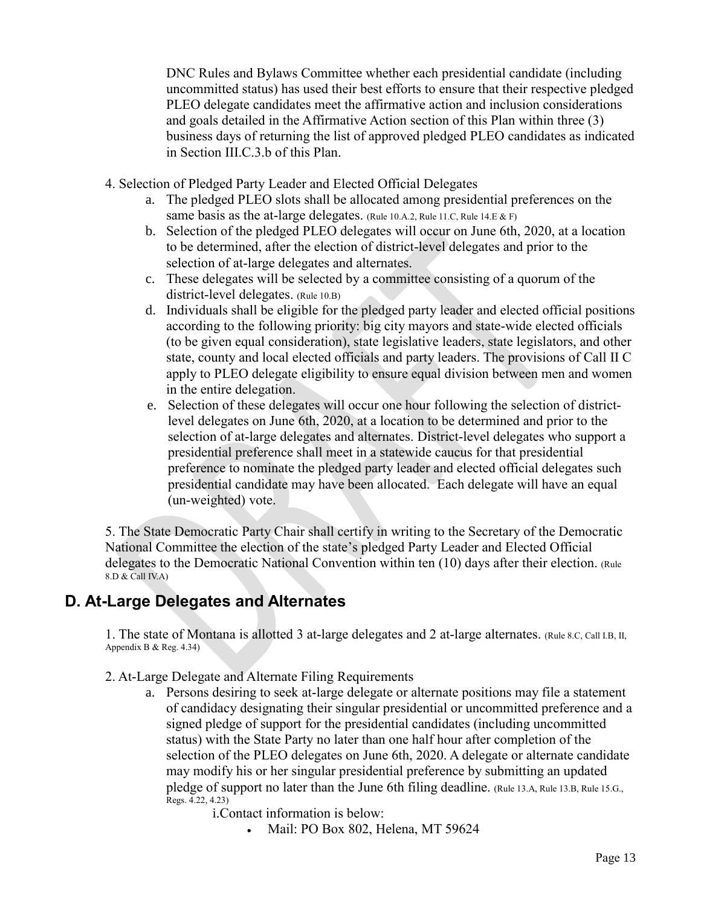DNC Rules and Bylaws Committee whether each presidential candidate (including uncommitted status) has used their best efforts to ensure that their respective pledged PLEO delegate candidates meet the affirmative action and inclusion considerations and goals detailed in the Affirmative Action section of this Plan within three (3) business days of returning the list of approved pledged PLEO candidates as indicated in Section III.C.3.b of this Plan.

4. Selection of Pledged Party Leader and Elected Official Delegates
   a. The pledged PLEO slots shall be allocated among presidential preferences on the same basis as the at-large delegates. (Rule 10.A.2, Rule 11.C, Rule 14.E & F)
   b. Selection of the pledged PLEO delegates will occur on June 6th, 2020, at a location to be determined, after the election of district-level delegates and prior to the selection of at-large delegates and alternates.
   c. These delegates will be selected by a committee consisting of a quorum of the district-level delegates. (Rule 10.B)
   d. Individuals shall be eligible for the pledged party leader and elected official positions according to the following priority: big city mayors and state-wide elected officials (to be given equal consideration), state legislative leaders, state legislators, and other state, county and local elected officials and party leaders. The provisions of Call II C apply to PLEO delegate eligibility to ensure equal division between men and women in the entire delegation.
   e. Selection of these delegates will occur one hour following the selection of district-level delegates on June 6th, 2020, at a location to be determined and prior to the selection of at-large delegates and alternates. District-level delegates who support a presidential preference shall meet in a statewide caucus for that presidential preference to nominate the pledged party leader and elected official delegates such presidential candidate may have been allocated. Each delegate will have an equal (un-weighted) vote.

5. The State Democratic Party Chair shall certify in writing to the Secretary of the Democratic National Committee the election of the state's pledged Party Leader and Elected Official delegates to the Democratic National Convention within ten (10) days after their election. (Rule 8.D & Call IV.A)

## D. At-Large Delegates and Alternates

1. The state of Montana is allotted 3 at-large delegates and 2 at-large alternates. (Rule 8.C, Call I.B, II, Appendix B & Reg. 4.34)

2. At-Large Delegate and Alternate Filing Requirements
   a. Persons desiring to seek at-large delegate or alternate positions may file a statement of candidacy designating their singular presidential or uncommitted preference and a signed pledge of support for the presidential candidates (including uncommitted status) with the State Party no later than one half hour after completion of the selection of the PLEO delegates on June 6th, 2020. A delegate or alternate candidate may modify his or her singular presidential preference by submitting an updated pledge of support no later than the June 6th filing deadline. (Rule 13.A, Rule 13.B, Rule 15.G., Regs. 4.22, 4.23)
      i. Contact information is below:
         - Mail: PO Box 802, Helena, MT 59624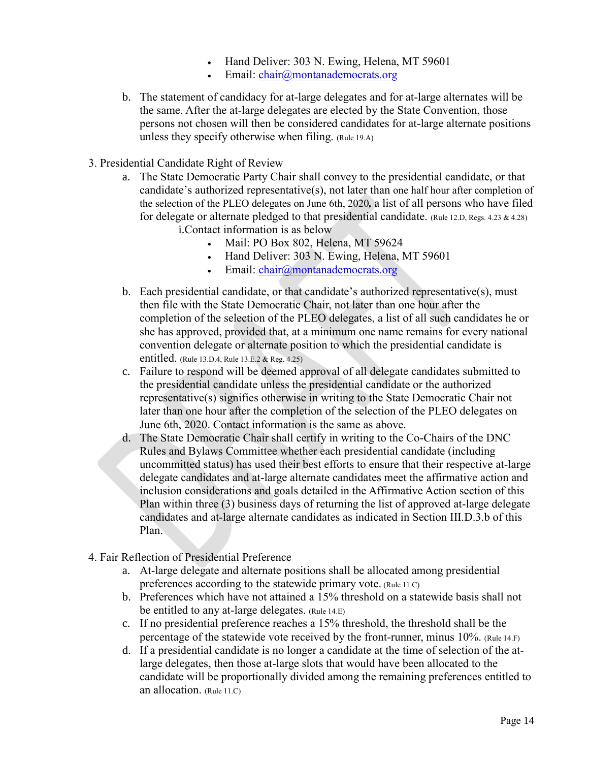- Hand Deliver: 303 N. Ewing, Helena, MT 59601
- Email: chair@montanademocrats.org

b. The statement of candidacy for at-large delegates and for at-large alternates will be the same. After the at-large delegates are elected by the State Convention, those persons not chosen will then be considered candidates for at-large alternate positions unless they specify otherwise when filing. (Rule 19.A)

3. Presidential Candidate Right of Review

   a. The State Democratic Party Chair shall convey to the presidential candidate, or that candidate's authorized representative(s), not later than one half hour after completion of the selection of the PLEO delegates on June 6th, 2020, a list of all persons who have filed for delegate or alternate pledged to that presidential candidate. (Rule 12.D, Regs. 4.23 & 4.28)

      i. Contact information is as below

      - Mail: PO Box 802, Helena, MT 59624
      - Hand Deliver: 303 N. Ewing, Helena, MT 59601
      - Email: chair@montanademocrats.org

   b. Each presidential candidate, or that candidate's authorized representative(s), must then file with the State Democratic Chair, not later than one hour after the completion of the selection of the PLEO delegates, a list of all such candidates he or she has approved, provided that, at a minimum one name remains for every national convention delegate or alternate position to which the presidential candidate is entitled. (Rule 13.D.4, Rule 13.E.2 & Reg. 4.25)

   c. Failure to respond will be deemed approval of all delegate candidates submitted to the presidential candidate unless the presidential candidate or the authorized representative(s) signifies otherwise in writing to the State Democratic Chair not later than one hour after the completion of the selection of the PLEO delegates on June 6th, 2020. Contact information is the same as above.

   d. The State Democratic Chair shall certify in writing to the Co-Chairs of the DNC Rules and Bylaws Committee whether each presidential candidate (including uncommitted status) has used their best efforts to ensure that their respective at-large delegate candidates and at-large alternate candidates meet the affirmative action and inclusion considerations and goals detailed in the Affirmative Action section of this Plan within three (3) business days of returning the list of approved at-large delegate candidates and at-large alternate candidates as indicated in Section III.D.3.b of this Plan.

4. Fair Reflection of Presidential Preference

   a. At-large delegate and alternate positions shall be allocated among presidential preferences according to the statewide primary vote. (Rule 11.C)

   b. Preferences which have not attained a 15% threshold on a statewide basis shall not be entitled to any at-large delegates. (Rule 14.E)

   c. If no presidential preference reaches a 15% threshold, the threshold shall be the percentage of the statewide vote received by the front-runner, minus 10%. (Rule 14.F)

   d. If a presidential candidate is no longer a candidate at the time of selection of the at-large delegates, then those at-large slots that would have been allocated to the candidate will be proportionally divided among the remaining preferences entitled to an allocation. (Rule 11.C)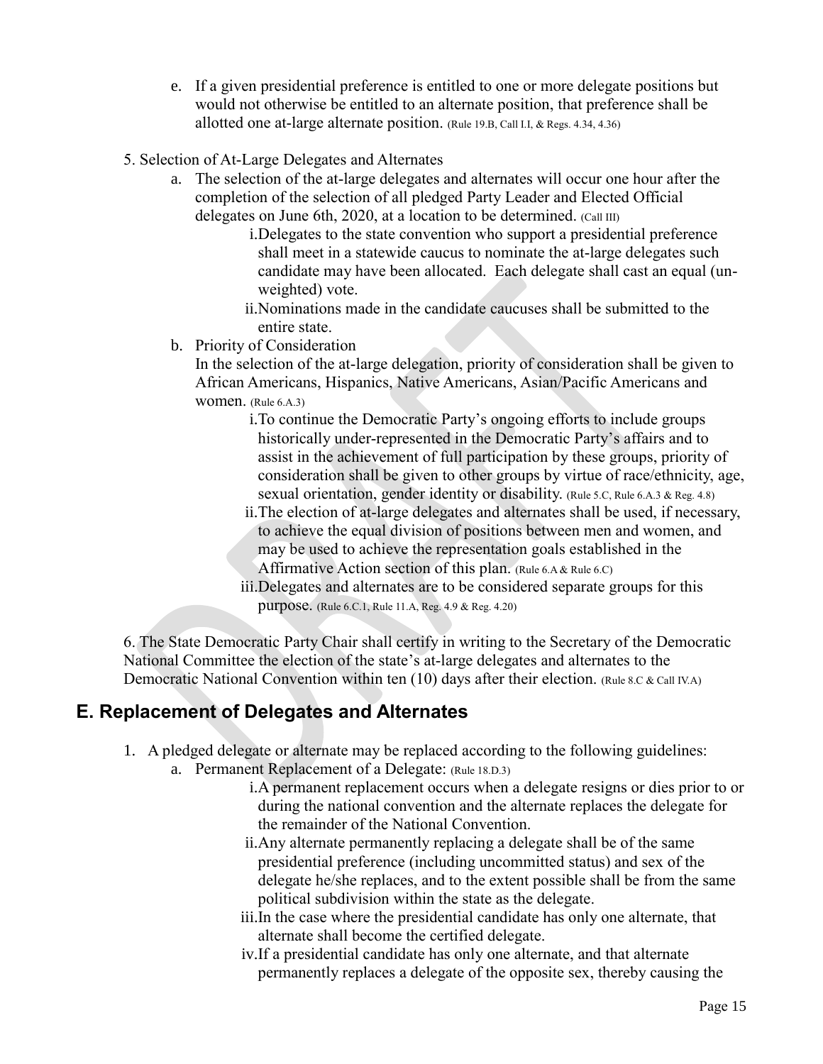e. If a given presidential preference is entitled to one or more delegate positions but would not otherwise be entitled to an alternate position, that preference shall be allotted one at-large alternate position. (Rule 19.B, Call I.I, & Regs. 4.34, 4.36)

5. Selection of At-Large Delegates and Alternates

   a. The selection of the at-large delegates and alternates will occur one hour after the completion of the selection of all pledged Party Leader and Elected Official delegates on June 6th, 2020, at a location to be determined. (Call III)

      i. Delegates to the state convention who support a presidential preference shall meet in a statewide caucus to nominate the at-large delegates such candidate may have been allocated. Each delegate shall cast an equal (un-weighted) vote.

      ii. Nominations made in the candidate caucuses shall be submitted to the entire state.

   b. Priority of Consideration

      In the selection of the at-large delegation, priority of consideration shall be given to African Americans, Hispanics, Native Americans, Asian/Pacific Americans and women. (Rule 6.A.3)

      i. To continue the Democratic Party's ongoing efforts to include groups historically under-represented in the Democratic Party's affairs and to assist in the achievement of full participation by these groups, priority of consideration shall be given to other groups by virtue of race/ethnicity, age, sexual orientation, gender identity or disability. (Rule 5.C, Rule 6.A.3 & Reg. 4.8)

      ii. The election of at-large delegates and alternates shall be used, if necessary, to achieve the equal division of positions between men and women, and may be used to achieve the representation goals established in the Affirmative Action section of this plan. (Rule 6.A & Rule 6.C)

      iii. Delegates and alternates are to be considered separate groups for this purpose. (Rule 6.C.1, Rule 11.A, Reg. 4.9 & Reg. 4.20)

6. The State Democratic Party Chair shall certify in writing to the Secretary of the Democratic National Committee the election of the state's at-large delegates and alternates to the Democratic National Convention within ten (10) days after their election. (Rule 8.C & Call IV.A)

## E. Replacement of Delegates and Alternates

1. A pledged delegate or alternate may be replaced according to the following guidelines:

   a. Permanent Replacement of a Delegate: (Rule 18.D.3)

      i. A permanent replacement occurs when a delegate resigns or dies prior to or during the national convention and the alternate replaces the delegate for the remainder of the National Convention.

      ii. Any alternate permanently replacing a delegate shall be of the same presidential preference (including uncommitted status) and sex of the delegate he/she replaces, and to the extent possible shall be from the same political subdivision within the state as the delegate.

      iii. In the case where the presidential candidate has only one alternate, that alternate shall become the certified delegate.

      iv. If a presidential candidate has only one alternate, and that alternate permanently replaces a delegate of the opposite sex, thereby causing the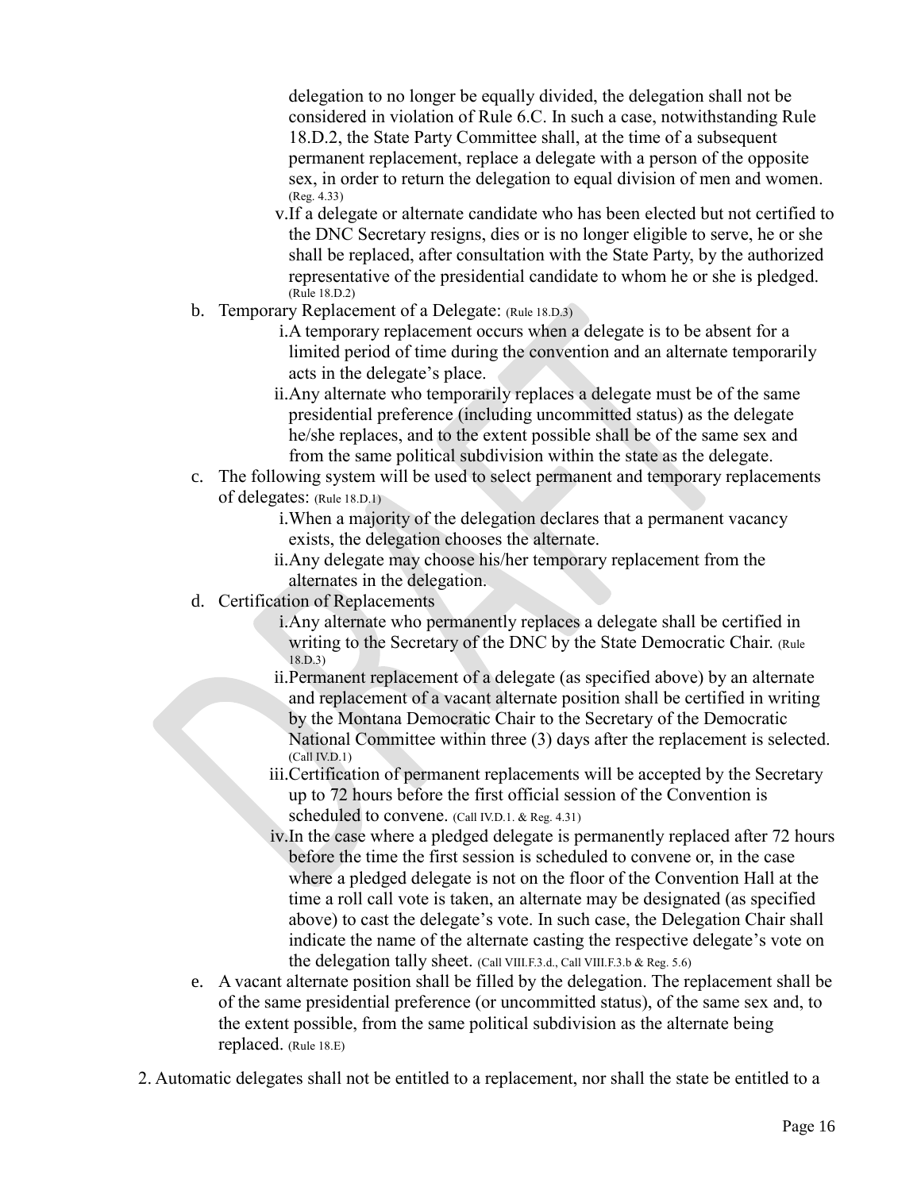delegation to no longer be equally divided, the delegation shall not be considered in violation of Rule 6.C. In such a case, notwithstanding Rule 18.D.2, the State Party Committee shall, at the time of a subsequent permanent replacement, replace a delegate with a person of the opposite sex, in order to return the delegation to equal division of men and women. (Reg. 4.33)

  v. If a delegate or alternate candidate who has been elected but not certified to the DNC Secretary resigns, dies or is no longer eligible to serve, he or she shall be replaced, after consultation with the State Party, by the authorized representative of the presidential candidate to whom he or she is pledged. (Rule 18.D.2)

b. Temporary Replacement of a Delegate: (Rule 18.D.3)
   i. A temporary replacement occurs when a delegate is to be absent for a limited period of time during the convention and an alternate temporarily acts in the delegate's place.
   ii. Any alternate who temporarily replaces a delegate must be of the same presidential preference (including uncommitted status) as the delegate he/she replaces, and to the extent possible shall be of the same sex and from the same political subdivision within the state as the delegate.

c. The following system will be used to select permanent and temporary replacements of delegates: (Rule 18.D.1)
   i. When a majority of the delegation declares that a permanent vacancy exists, the delegation chooses the alternate.
   ii. Any delegate may choose his/her temporary replacement from the alternates in the delegation.

d. Certification of Replacements
   i. Any alternate who permanently replaces a delegate shall be certified in writing to the Secretary of the DNC by the State Democratic Chair. (Rule 18.D.3)
   ii. Permanent replacement of a delegate (as specified above) by an alternate and replacement of a vacant alternate position shall be certified in writing by the Montana Democratic Chair to the Secretary of the Democratic National Committee within three (3) days after the replacement is selected. (Call IV.D.1)
   iii. Certification of permanent replacements will be accepted by the Secretary up to 72 hours before the first official session of the Convention is scheduled to convene. (Call IV.D.1. & Reg. 4.31)
   iv. In the case where a pledged delegate is permanently replaced after 72 hours before the time the first session is scheduled to convene or, in the case where a pledged delegate is not on the floor of the Convention Hall at the time a roll call vote is taken, an alternate may be designated (as specified above) to cast the delegate's vote. In such case, the Delegation Chair shall indicate the name of the alternate casting the respective delegate's vote on the delegation tally sheet. (Call VIII.F.3.d., Call VIII.F.3.b & Reg. 5.6)

e. A vacant alternate position shall be filled by the delegation. The replacement shall be of the same presidential preference (or uncommitted status), of the same sex and, to the extent possible, from the same political subdivision as the alternate being replaced. (Rule 18.E)

2. Automatic delegates shall not be entitled to a replacement, nor shall the state be entitled to a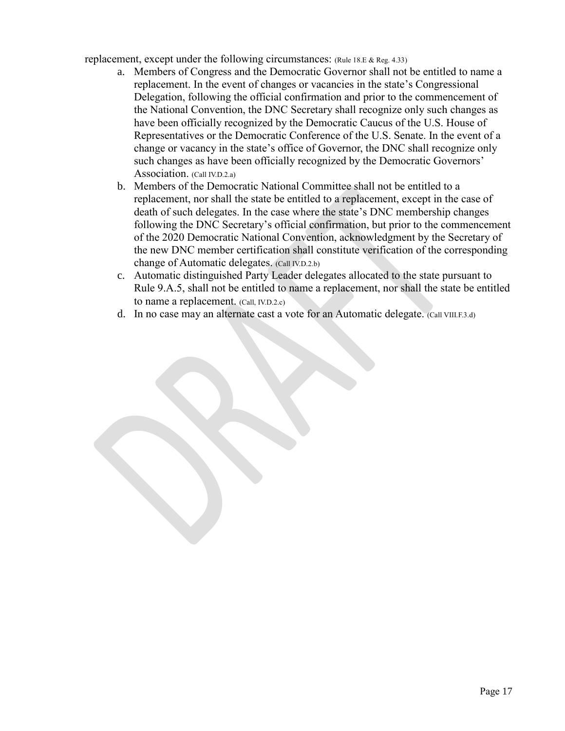replacement, except under the following circumstances: (Rule 18.E & Reg. 4.33)

a. Members of Congress and the Democratic Governor shall not be entitled to name a replacement. In the event of changes or vacancies in the state's Congressional Delegation, following the official confirmation and prior to the commencement of the National Convention, the DNC Secretary shall recognize only such changes as have been officially recognized by the Democratic Caucus of the U.S. House of Representatives or the Democratic Conference of the U.S. Senate. In the event of a change or vacancy in the state's office of Governor, the DNC shall recognize only such changes as have been officially recognized by the Democratic Governors' Association. (Call IV.D.2.a)

b. Members of the Democratic National Committee shall not be entitled to a replacement, nor shall the state be entitled to a replacement, except in the case of death of such delegates. In the case where the state's DNC membership changes following the DNC Secretary's official confirmation, but prior to the commencement of the 2020 Democratic National Convention, acknowledgment by the Secretary of the new DNC member certification shall constitute verification of the corresponding change of Automatic delegates. (Call IV.D.2.b)

c. Automatic distinguished Party Leader delegates allocated to the state pursuant to Rule 9.A.5, shall not be entitled to name a replacement, nor shall the state be entitled to name a replacement. (Call, IV.D.2.c)

d. In no case may an alternate cast a vote for an Automatic delegate. (Call VIII.F.3.d)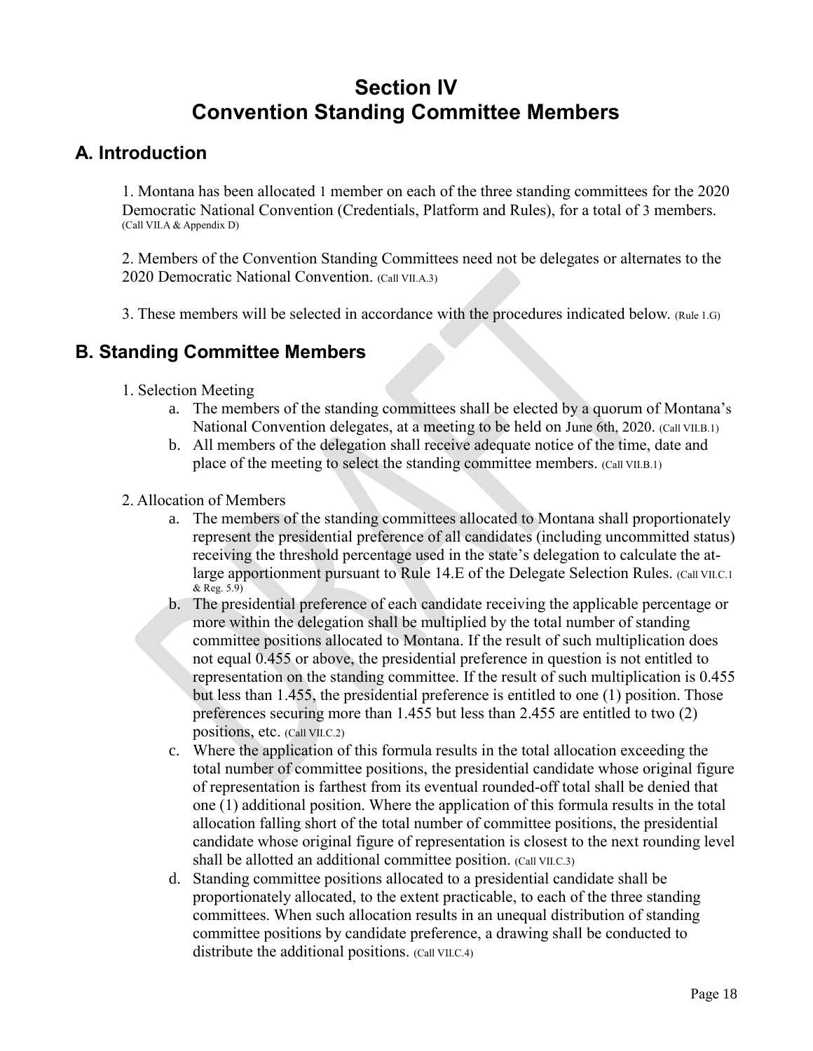# Section IV
# Convention Standing Committee Members

## A. Introduction

1. Montana has been allocated 1 member on each of the three standing committees for the 2020 Democratic National Convention (Credentials, Platform and Rules), for a total of 3 members. (Call VII.A & Appendix D)

2. Members of the Convention Standing Committees need not be delegates or alternates to the 2020 Democratic National Convention. (Call VII.A.3)

3. These members will be selected in accordance with the procedures indicated below. (Rule 1.G)

## B. Standing Committee Members

1. Selection Meeting
   a. The members of the standing committees shall be elected by a quorum of Montana's National Convention delegates, at a meeting to be held on June 6th, 2020. (Call VII.B.1)
   b. All members of the delegation shall receive adequate notice of the time, date and place of the meeting to select the standing committee members. (Call VII.B.1)

2. Allocation of Members
   a. The members of the standing committees allocated to Montana shall proportionately represent the presidential preference of all candidates (including uncommitted status) receiving the threshold percentage used in the state's delegation to calculate the at-large apportionment pursuant to Rule 14.E of the Delegate Selection Rules. (Call VII.C.1 & Reg. 5.9)
   b. The presidential preference of each candidate receiving the applicable percentage or more within the delegation shall be multiplied by the total number of standing committee positions allocated to Montana. If the result of such multiplication does not equal 0.455 or above, the presidential preference in question is not entitled to representation on the standing committee. If the result of such multiplication is 0.455 but less than 1.455, the presidential preference is entitled to one (1) position. Those preferences securing more than 1.455 but less than 2.455 are entitled to two (2) positions, etc. (Call VII.C.2)
   c. Where the application of this formula results in the total allocation exceeding the total number of committee positions, the presidential candidate whose original figure of representation is farthest from its eventual rounded-off total shall be denied that one (1) additional position. Where the application of this formula results in the total allocation falling short of the total number of committee positions, the presidential candidate whose original figure of representation is closest to the next rounding level shall be allotted an additional committee position. (Call VII.C.3)
   d. Standing committee positions allocated to a presidential candidate shall be proportionately allocated, to the extent practicable, to each of the three standing committees. When such allocation results in an unequal distribution of standing committee positions by candidate preference, a drawing shall be conducted to distribute the additional positions. (Call VII.C.4)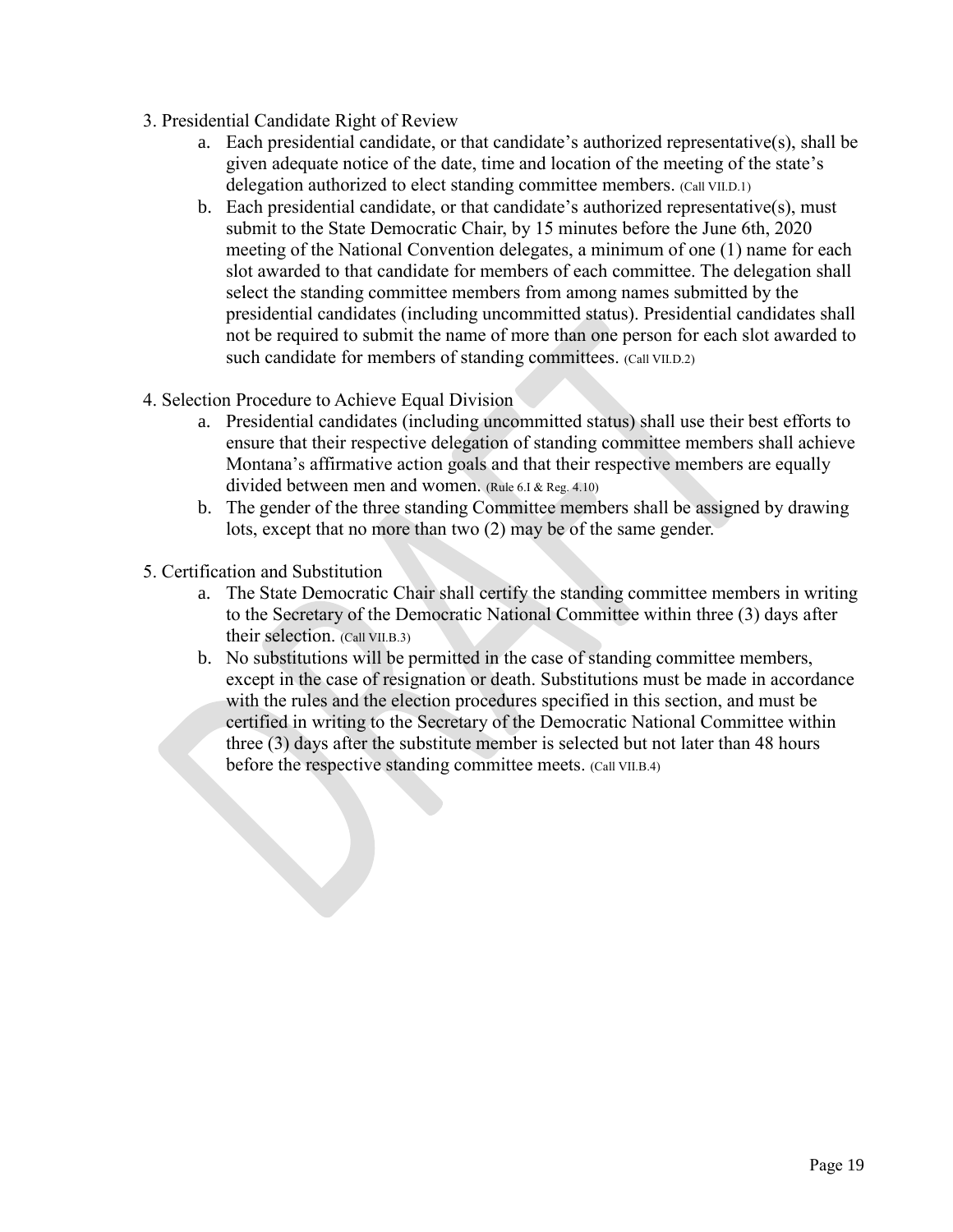3. Presidential Candidate Right of Review
    a. Each presidential candidate, or that candidate's authorized representative(s), shall be given adequate notice of the date, time and location of the meeting of the state's delegation authorized to elect standing committee members. (Call VII.D.1)
    b. Each presidential candidate, or that candidate's authorized representative(s), must submit to the State Democratic Chair, by 15 minutes before the June 6th, 2020 meeting of the National Convention delegates, a minimum of one (1) name for each slot awarded to that candidate for members of each committee. The delegation shall select the standing committee members from among names submitted by the presidential candidates (including uncommitted status). Presidential candidates shall not be required to submit the name of more than one person for each slot awarded to such candidate for members of standing committees. (Call VII.D.2)

4. Selection Procedure to Achieve Equal Division
    a. Presidential candidates (including uncommitted status) shall use their best efforts to ensure that their respective delegation of standing committee members shall achieve Montana's affirmative action goals and that their respective members are equally divided between men and women. (Rule 6.I & Reg. 4.10)
    b. The gender of the three standing Committee members shall be assigned by drawing lots, except that no more than two (2) may be of the same gender.

5. Certification and Substitution
    a. The State Democratic Chair shall certify the standing committee members in writing to the Secretary of the Democratic National Committee within three (3) days after their selection. (Call VII.B.3)
    b. No substitutions will be permitted in the case of standing committee members, except in the case of resignation or death. Substitutions must be made in accordance with the rules and the election procedures specified in this section, and must be certified in writing to the Secretary of the Democratic National Committee within three (3) days after the substitute member is selected but not later than 48 hours before the respective standing committee meets. (Call VII.B.4)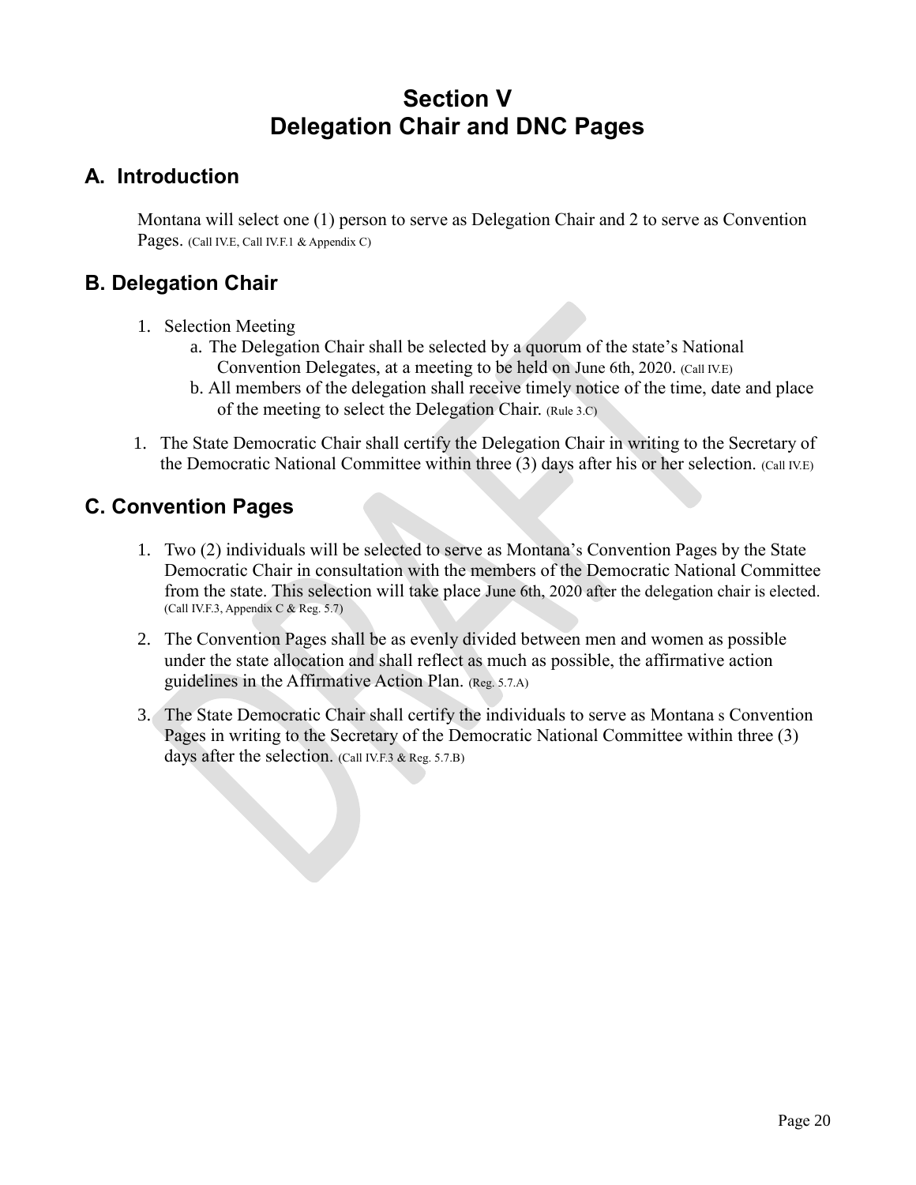# Section V
# Delegation Chair and DNC Pages

## A. Introduction

Montana will select one (1) person to serve as Delegation Chair and 2 to serve as Convention Pages. (Call IV.E, Call IV.F.1 & Appendix C)

## B. Delegation Chair

1. Selection Meeting
   a. The Delegation Chair shall be selected by a quorum of the state's National Convention Delegates, at a meeting to be held on June 6th, 2020. (Call IV.E)
   b. All members of the delegation shall receive timely notice of the time, date and place of the meeting to select the Delegation Chair. (Rule 3.C)

1. The State Democratic Chair shall certify the Delegation Chair in writing to the Secretary of the Democratic National Committee within three (3) days after his or her selection. (Call IV.E)

## C. Convention Pages

1. Two (2) individuals will be selected to serve as Montana's Convention Pages by the State Democratic Chair in consultation with the members of the Democratic National Committee from the state. This selection will take place June 6th, 2020 after the delegation chair is elected. (Call IV.F.3, Appendix C & Reg. 5.7)

2. The Convention Pages shall be as evenly divided between men and women as possible under the state allocation and shall reflect as much as possible, the affirmative action guidelines in the Affirmative Action Plan. (Reg. 5.7.A)

3. The State Democratic Chair shall certify the individuals to serve as Montana s Convention Pages in writing to the Secretary of the Democratic National Committee within three (3) days after the selection. (Call IV.F.3 & Reg. 5.7.B)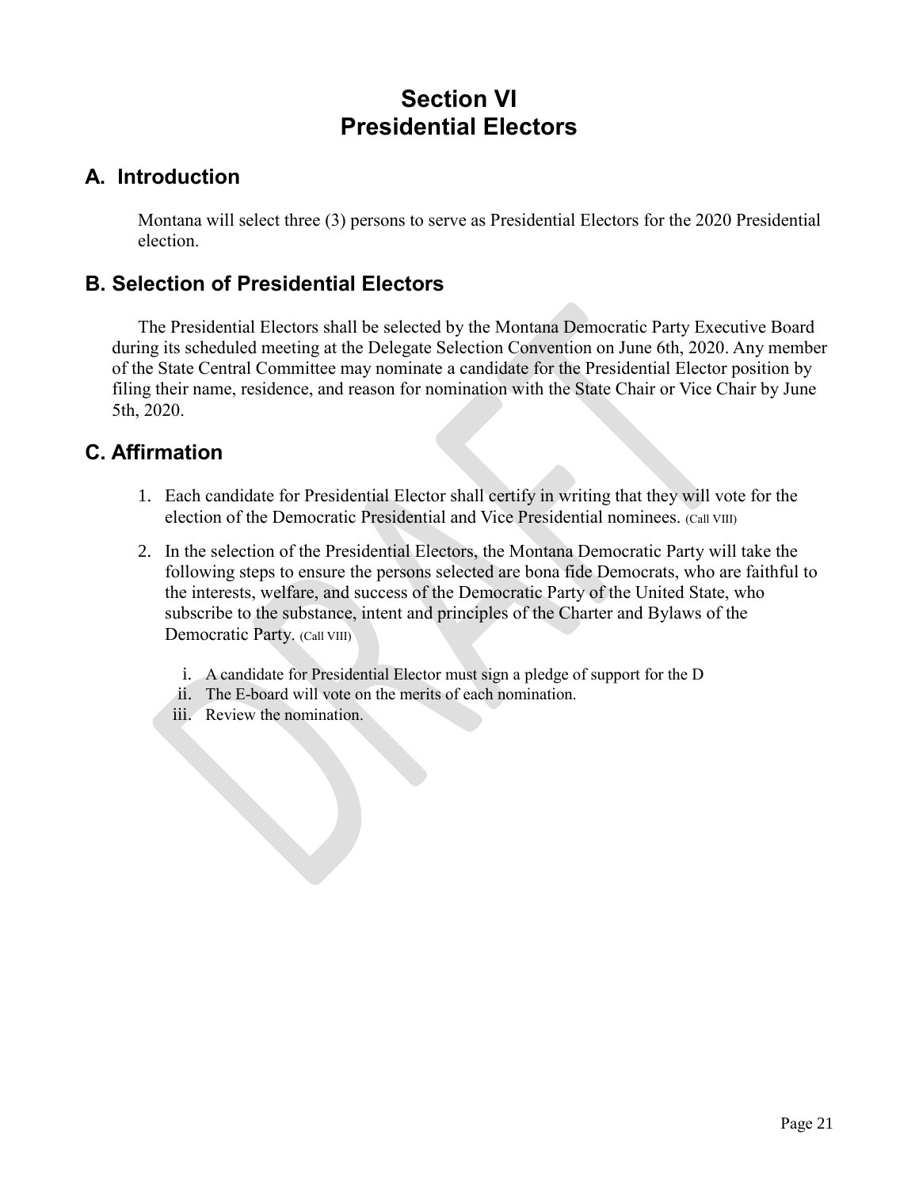# Section VI
# Presidential Electors

## A. Introduction

Montana will select three (3) persons to serve as Presidential Electors for the 2020 Presidential election.

## B. Selection of Presidential Electors

The Presidential Electors shall be selected by the Montana Democratic Party Executive Board during its scheduled meeting at the Delegate Selection Convention on June 6th, 2020. Any member of the State Central Committee may nominate a candidate for the Presidential Elector position by filing their name, residence, and reason for nomination with the State Chair or Vice Chair by June 5th, 2020.

## C. Affirmation

1. Each candidate for Presidential Elector shall certify in writing that they will vote for the election of the Democratic Presidential and Vice Presidential nominees. (Call VIII)
2. In the selection of the Presidential Electors, the Montana Democratic Party will take the following steps to ensure the persons selected are bona fide Democrats, who are faithful to the interests, welfare, and success of the Democratic Party of the United State, who subscribe to the substance, intent and principles of the Charter and Bylaws of the Democratic Party. (Call VIII)

    i. A candidate for Presidential Elector must sign a pledge of support for the D
    ii. The E-board will vote on the merits of each nomination.
    iii. Review the nomination.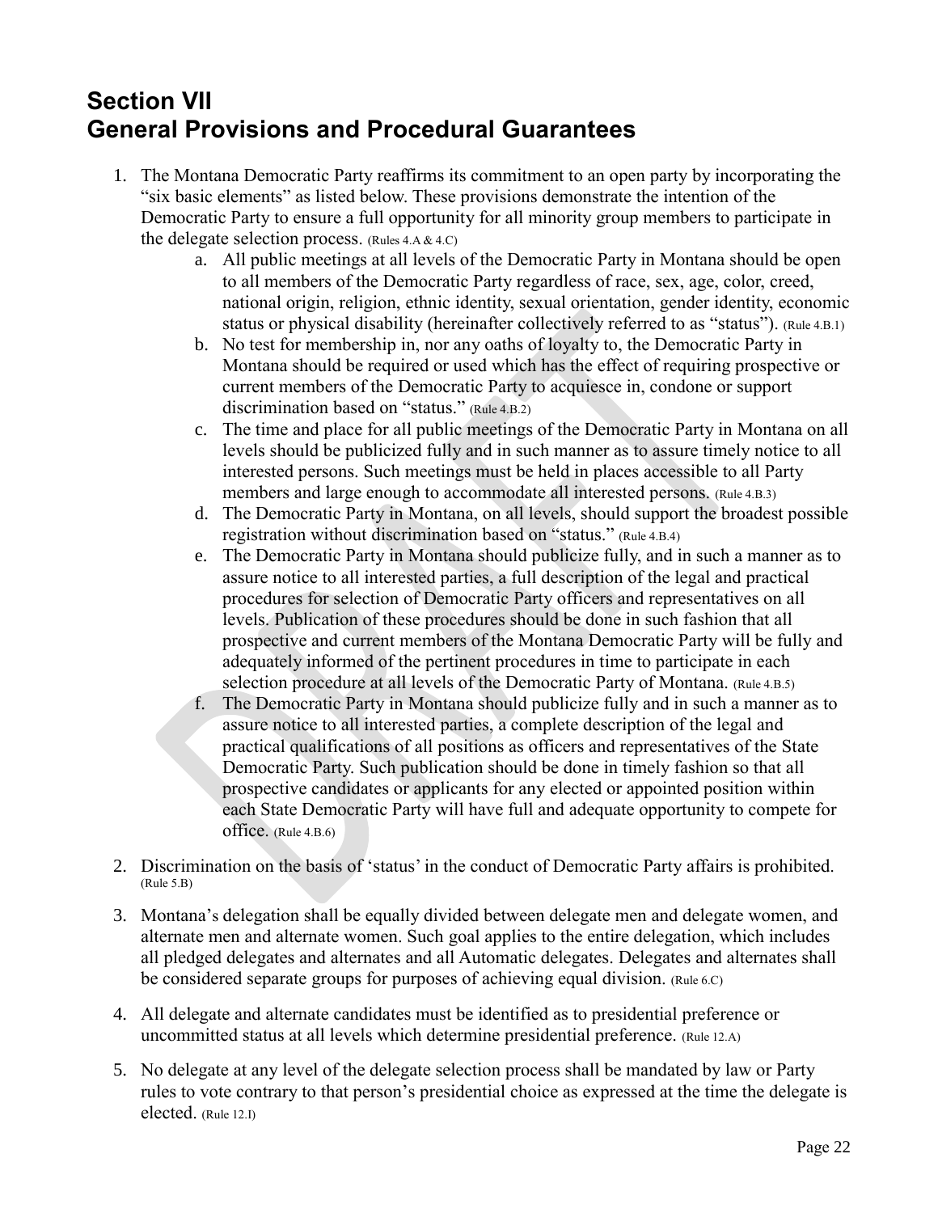# Section VII
# General Provisions and Procedural Guarantees

1. The Montana Democratic Party reaffirms its commitment to an open party by incorporating the "six basic elements" as listed below. These provisions demonstrate the intention of the Democratic Party to ensure a full opportunity for all minority group members to participate in the delegate selection process. (Rules 4.A & 4.C)
    a. All public meetings at all levels of the Democratic Party in Montana should be open to all members of the Democratic Party regardless of race, sex, age, color, creed, national origin, religion, ethnic identity, sexual orientation, gender identity, economic status or physical disability (hereinafter collectively referred to as "status"). (Rule 4.B.1)
    b. No test for membership in, nor any oaths of loyalty to, the Democratic Party in Montana should be required or used which has the effect of requiring prospective or current members of the Democratic Party to acquiesce in, condone or support discrimination based on "status." (Rule 4.B.2)
    c. The time and place for all public meetings of the Democratic Party in Montana on all levels should be publicized fully and in such manner as to assure timely notice to all interested persons. Such meetings must be held in places accessible to all Party members and large enough to accommodate all interested persons. (Rule 4.B.3)
    d. The Democratic Party in Montana, on all levels, should support the broadest possible registration without discrimination based on "status." (Rule 4.B.4)
    e. The Democratic Party in Montana should publicize fully, and in such a manner as to assure notice to all interested parties, a full description of the legal and practical procedures for selection of Democratic Party officers and representatives on all levels. Publication of these procedures should be done in such fashion that all prospective and current members of the Montana Democratic Party will be fully and adequately informed of the pertinent procedures in time to participate in each selection procedure at all levels of the Democratic Party of Montana. (Rule 4.B.5)
    f. The Democratic Party in Montana should publicize fully and in such a manner as to assure notice to all interested parties, a complete description of the legal and practical qualifications of all positions as officers and representatives of the State Democratic Party. Such publication should be done in timely fashion so that all prospective candidates or applicants for any elected or appointed position within each State Democratic Party will have full and adequate opportunity to compete for office. (Rule 4.B.6)

2. Discrimination on the basis of 'status' in the conduct of Democratic Party affairs is prohibited. (Rule 5.B)

3. Montana's delegation shall be equally divided between delegate men and delegate women, and alternate men and alternate women. Such goal applies to the entire delegation, which includes all pledged delegates and alternates and all Automatic delegates. Delegates and alternates shall be considered separate groups for purposes of achieving equal division. (Rule 6.C)

4. All delegate and alternate candidates must be identified as to presidential preference or uncommitted status at all levels which determine presidential preference. (Rule 12.A)

5. No delegate at any level of the delegate selection process shall be mandated by law or Party rules to vote contrary to that person's presidential choice as expressed at the time the delegate is elected. (Rule 12.I)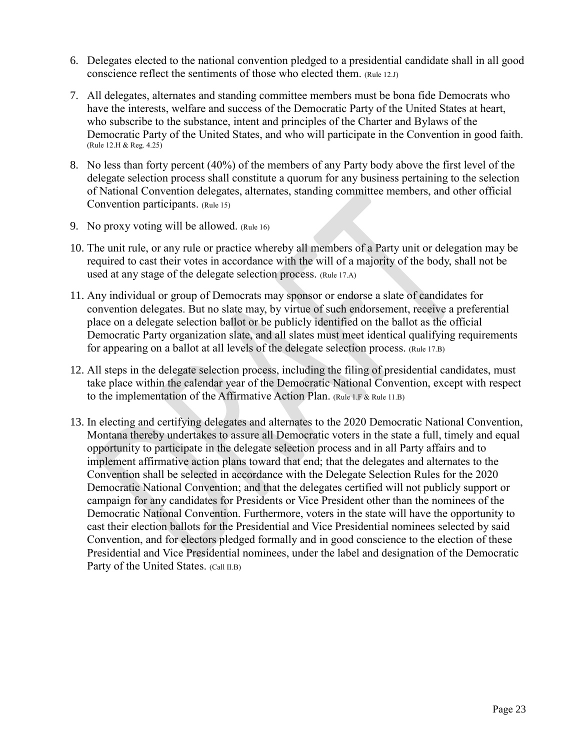6. Delegates elected to the national convention pledged to a presidential candidate shall in all good conscience reflect the sentiments of those who elected them. (Rule 12.J)

7. All delegates, alternates and standing committee members must be bona fide Democrats who have the interests, welfare and success of the Democratic Party of the United States at heart, who subscribe to the substance, intent and principles of the Charter and Bylaws of the Democratic Party of the United States, and who will participate in the Convention in good faith. (Rule 12.H & Reg. 4.25)

8. No less than forty percent (40%) of the members of any Party body above the first level of the delegate selection process shall constitute a quorum for any business pertaining to the selection of National Convention delegates, alternates, standing committee members, and other official Convention participants. (Rule 15)

9. No proxy voting will be allowed. (Rule 16)

10. The unit rule, or any rule or practice whereby all members of a Party unit or delegation may be required to cast their votes in accordance with the will of a majority of the body, shall not be used at any stage of the delegate selection process. (Rule 17.A)

11. Any individual or group of Democrats may sponsor or endorse a slate of candidates for convention delegates. But no slate may, by virtue of such endorsement, receive a preferential place on a delegate selection ballot or be publicly identified on the ballot as the official Democratic Party organization slate, and all slates must meet identical qualifying requirements for appearing on a ballot at all levels of the delegate selection process. (Rule 17.B)

12. All steps in the delegate selection process, including the filing of presidential candidates, must take place within the calendar year of the Democratic National Convention, except with respect to the implementation of the Affirmative Action Plan. (Rule 1.F & Rule 11.B)

13. In electing and certifying delegates and alternates to the 2020 Democratic National Convention, Montana thereby undertakes to assure all Democratic voters in the state a full, timely and equal opportunity to participate in the delegate selection process and in all Party affairs and to implement affirmative action plans toward that end; that the delegates and alternates to the Convention shall be selected in accordance with the Delegate Selection Rules for the 2020 Democratic National Convention; and that the delegates certified will not publicly support or campaign for any candidates for Presidents or Vice President other than the nominees of the Democratic National Convention. Furthermore, voters in the state will have the opportunity to cast their election ballots for the Presidential and Vice Presidential nominees selected by said Convention, and for electors pledged formally and in good conscience to the election of these Presidential and Vice Presidential nominees, under the label and designation of the Democratic Party of the United States. (Call II.B)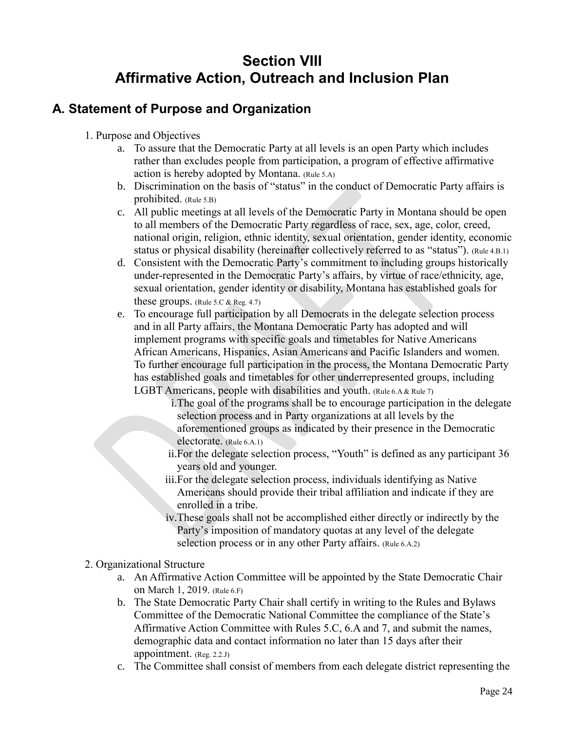# Section VIII
# Affirmative Action, Outreach and Inclusion Plan

## A. Statement of Purpose and Organization

1. Purpose and Objectives
   a. To assure that the Democratic Party at all levels is an open Party which includes rather than excludes people from participation, a program of effective affirmative action is hereby adopted by Montana. (Rule 5.A)
   b. Discrimination on the basis of "status" in the conduct of Democratic Party affairs is prohibited. (Rule 5.B)
   c. All public meetings at all levels of the Democratic Party in Montana should be open to all members of the Democratic Party regardless of race, sex, age, color, creed, national origin, religion, ethnic identity, sexual orientation, gender identity, economic status or physical disability (hereinafter collectively referred to as "status"). (Rule 4.B.1)
   d. Consistent with the Democratic Party's commitment to including groups historically under-represented in the Democratic Party's affairs, by virtue of race/ethnicity, age, sexual orientation, gender identity or disability, Montana has established goals for these groups. (Rule 5.C & Reg. 4.7)
   e. To encourage full participation by all Democrats in the delegate selection process and in all Party affairs, the Montana Democratic Party has adopted and will implement programs with specific goals and timetables for Native Americans African Americans, Hispanics, Asian Americans and Pacific Islanders and women. To further encourage full participation in the process, the Montana Democratic Party has established goals and timetables for other underrepresented groups, including LGBT Americans, people with disabilities and youth. (Rule 6.A & Rule 7)
      i. The goal of the programs shall be to encourage participation in the delegate selection process and in Party organizations at all levels by the aforementioned groups as indicated by their presence in the Democratic electorate. (Rule 6.A.1)
      ii. For the delegate selection process, "Youth" is defined as any participant 36 years old and younger.
      iii. For the delegate selection process, individuals identifying as Native Americans should provide their tribal affiliation and indicate if they are enrolled in a tribe.
      iv. These goals shall not be accomplished either directly or indirectly by the Party's imposition of mandatory quotas at any level of the delegate selection process or in any other Party affairs. (Rule 6.A.2)

2. Organizational Structure
   a. An Affirmative Action Committee will be appointed by the State Democratic Chair on March 1, 2019. (Rule 6.F)
   b. The State Democratic Party Chair shall certify in writing to the Rules and Bylaws Committee of the Democratic National Committee the compliance of the State's Affirmative Action Committee with Rules 5.C, 6.A and 7, and submit the names, demographic data and contact information no later than 15 days after their appointment. (Reg. 2.2.J)
   c. The Committee shall consist of members from each delegate district representing the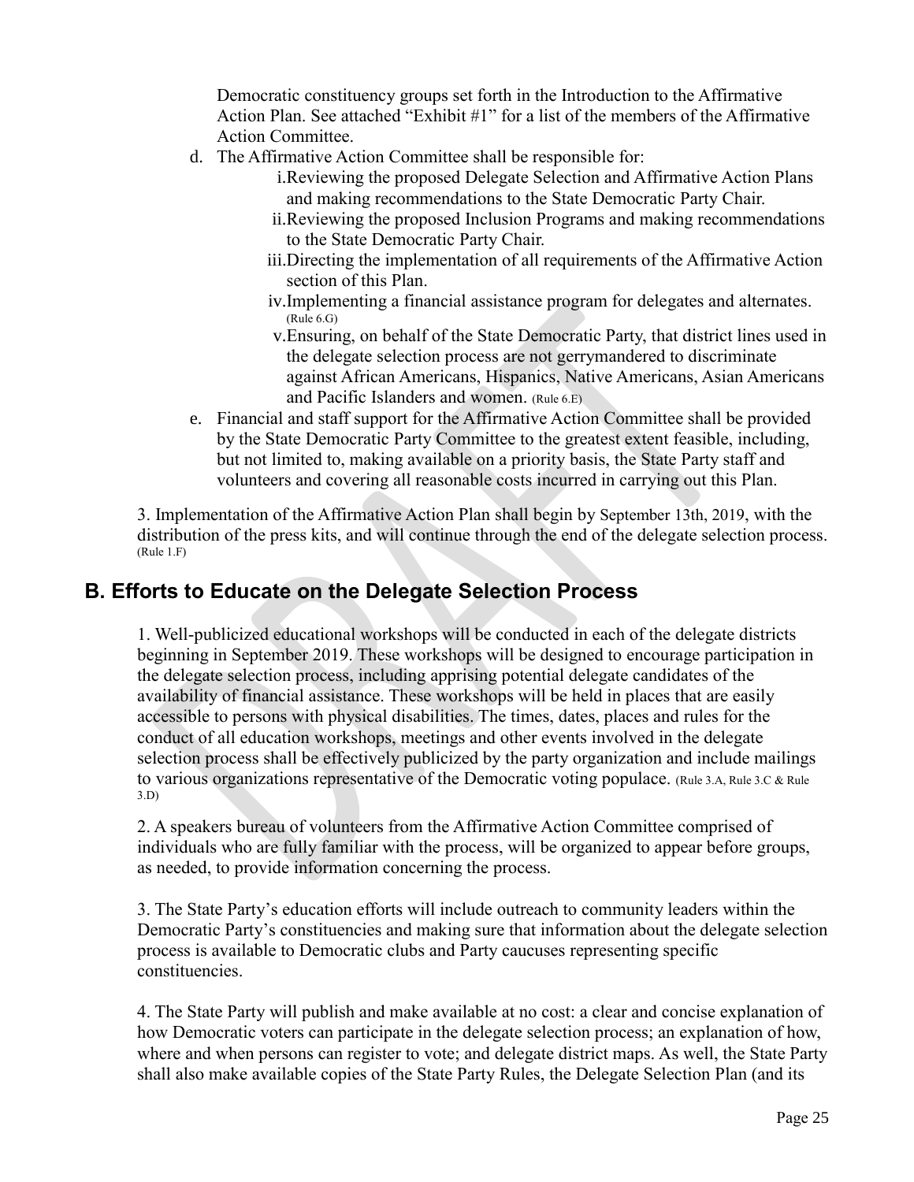Democratic constituency groups set forth in the Introduction to the Affirmative Action Plan. See attached "Exhibit #1" for a list of the members of the Affirmative Action Committee.

d. The Affirmative Action Committee shall be responsible for:
    i. Reviewing the proposed Delegate Selection and Affirmative Action Plans and making recommendations to the State Democratic Party Chair.
    ii. Reviewing the proposed Inclusion Programs and making recommendations to the State Democratic Party Chair.
    iii. Directing the implementation of all requirements of the Affirmative Action section of this Plan.
    iv. Implementing a financial assistance program for delegates and alternates. (Rule 6.G)
    v. Ensuring, on behalf of the State Democratic Party, that district lines used in the delegate selection process are not gerrymandered to discriminate against African Americans, Hispanics, Native Americans, Asian Americans and Pacific Islanders and women. (Rule 6.E)

e. Financial and staff support for the Affirmative Action Committee shall be provided by the State Democratic Party Committee to the greatest extent feasible, including, but not limited to, making available on a priority basis, the State Party staff and volunteers and covering all reasonable costs incurred in carrying out this Plan.

3. Implementation of the Affirmative Action Plan shall begin by September 13th, 2019, with the distribution of the press kits, and will continue through the end of the delegate selection process. (Rule 1.F)

## B. Efforts to Educate on the Delegate Selection Process

1. Well-publicized educational workshops will be conducted in each of the delegate districts beginning in September 2019. These workshops will be designed to encourage participation in the delegate selection process, including apprising potential delegate candidates of the availability of financial assistance. These workshops will be held in places that are easily accessible to persons with physical disabilities. The times, dates, places and rules for the conduct of all education workshops, meetings and other events involved in the delegate selection process shall be effectively publicized by the party organization and include mailings to various organizations representative of the Democratic voting populace. (Rule 3.A, Rule 3.C & Rule 3.D)

2. A speakers bureau of volunteers from the Affirmative Action Committee comprised of individuals who are fully familiar with the process, will be organized to appear before groups, as needed, to provide information concerning the process.

3. The State Party's education efforts will include outreach to community leaders within the Democratic Party's constituencies and making sure that information about the delegate selection process is available to Democratic clubs and Party caucuses representing specific constituencies.

4. The State Party will publish and make available at no cost: a clear and concise explanation of how Democratic voters can participate in the delegate selection process; an explanation of how, where and when persons can register to vote; and delegate district maps. As well, the State Party shall also make available copies of the State Party Rules, the Delegate Selection Plan (and its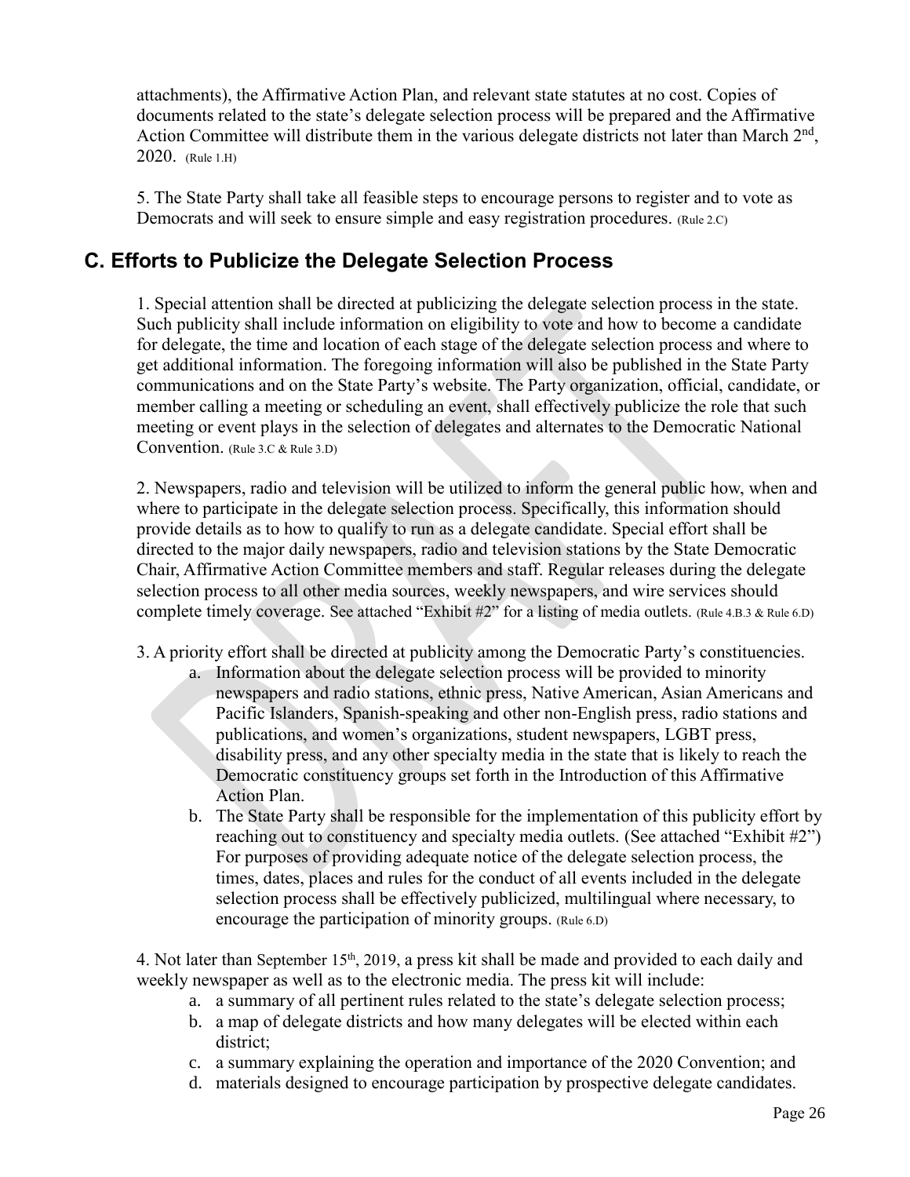attachments), the Affirmative Action Plan, and relevant state statutes at no cost. Copies of documents related to the state's delegate selection process will be prepared and the Affirmative Action Committee will distribute them in the various delegate districts not later than March 2nd, 2020. (Rule 1.H)

5. The State Party shall take all feasible steps to encourage persons to register and to vote as Democrats and will seek to ensure simple and easy registration procedures. (Rule 2.C)

## C. Efforts to Publicize the Delegate Selection Process

1. Special attention shall be directed at publicizing the delegate selection process in the state. Such publicity shall include information on eligibility to vote and how to become a candidate for delegate, the time and location of each stage of the delegate selection process and where to get additional information. The foregoing information will also be published in the State Party communications and on the State Party's website. The Party organization, official, candidate, or member calling a meeting or scheduling an event, shall effectively publicize the role that such meeting or event plays in the selection of delegates and alternates to the Democratic National Convention. (Rule 3.C & Rule 3.D)

2. Newspapers, radio and television will be utilized to inform the general public how, when and where to participate in the delegate selection process. Specifically, this information should provide details as to how to qualify to run as a delegate candidate. Special effort shall be directed to the major daily newspapers, radio and television stations by the State Democratic Chair, Affirmative Action Committee members and staff. Regular releases during the delegate selection process to all other media sources, weekly newspapers, and wire services should complete timely coverage. See attached "Exhibit #2" for a listing of media outlets. (Rule 4.B.3 & Rule 6.D)

3. A priority effort shall be directed at publicity among the Democratic Party's constituencies.
   a. Information about the delegate selection process will be provided to minority newspapers and radio stations, ethnic press, Native American, Asian Americans and Pacific Islanders, Spanish-speaking and other non-English press, radio stations and publications, and women's organizations, student newspapers, LGBT press, disability press, and any other specialty media in the state that is likely to reach the Democratic constituency groups set forth in the Introduction of this Affirmative Action Plan.
   b. The State Party shall be responsible for the implementation of this publicity effort by reaching out to constituency and specialty media outlets. (See attached "Exhibit #2") For purposes of providing adequate notice of the delegate selection process, the times, dates, places and rules for the conduct of all events included in the delegate selection process shall be effectively publicized, multilingual where necessary, to encourage the participation of minority groups. (Rule 6.D)

4. Not later than September 15th, 2019, a press kit shall be made and provided to each daily and weekly newspaper as well as to the electronic media. The press kit will include:
   a. a summary of all pertinent rules related to the state's delegate selection process;
   b. a map of delegate districts and how many delegates will be elected within each district;
   c. a summary explaining the operation and importance of the 2020 Convention; and
   d. materials designed to encourage participation by prospective delegate candidates.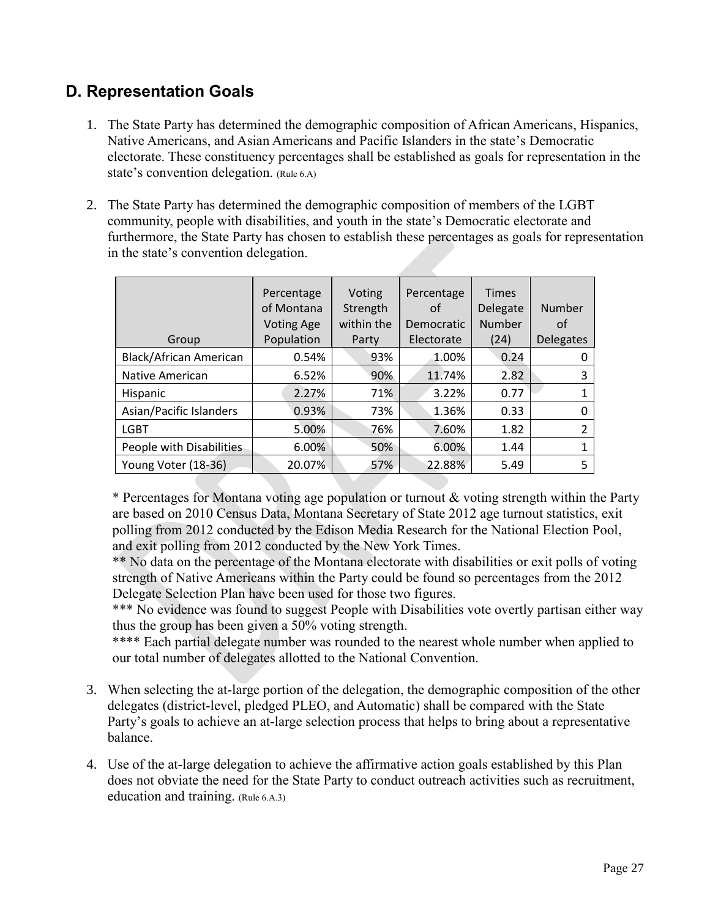## D. Representation Goals

1. The State Party has determined the demographic composition of African Americans, Hispanics, Native Americans, and Asian Americans and Pacific Islanders in the state's Democratic electorate. These constituency percentages shall be established as goals for representation in the state's convention delegation. (Rule 6.A)

2. The State Party has determined the demographic composition of members of the LGBT community, people with disabilities, and youth in the state's Democratic electorate and furthermore, the State Party has chosen to establish these percentages as goals for representation in the state's convention delegation.

| Group | Percentage of Montana Voting Age Population | Voting Strength within the Party | Percentage of Democratic Electorate | Times Delegate Number (24) | Number of Delegates |
|---|---|---|---|---|---|
| Black/African American | 0.54% | 93% | 1.00% | 0.24 | 0 |
| Native American | 6.52% | 90% | 11.74% | 2.82 | 3 |
| Hispanic | 2.27% | 71% | 3.22% | 0.77 | 1 |
| Asian/Pacific Islanders | 0.93% | 73% | 1.36% | 0.33 | 0 |
| LGBT | 5.00% | 76% | 7.60% | 1.82 | 2 |
| People with Disabilities | 6.00% | 50% | 6.00% | 1.44 | 1 |
| Young Voter (18-36) | 20.07% | 57% | 22.88% | 5.49 | 5 |

\* Percentages for Montana voting age population or turnout & voting strength within the Party are based on 2010 Census Data, Montana Secretary of State 2012 age turnout statistics, exit polling from 2012 conducted by the Edison Media Research for the National Election Pool, and exit polling from 2012 conducted by the New York Times.

\*\* No data on the percentage of the Montana electorate with disabilities or exit polls of voting strength of Native Americans within the Party could be found so percentages from the 2012 Delegate Selection Plan have been used for those two figures.

\*\*\* No evidence was found to suggest People with Disabilities vote overtly partisan either way thus the group has been given a 50% voting strength.

\*\*\*\* Each partial delegate number was rounded to the nearest whole number when applied to our total number of delegates allotted to the National Convention.

3. When selecting the at-large portion of the delegation, the demographic composition of the other delegates (district-level, pledged PLEO, and Automatic) shall be compared with the State Party's goals to achieve an at-large selection process that helps to bring about a representative balance.

4. Use of the at-large delegation to achieve the affirmative action goals established by this Plan does not obviate the need for the State Party to conduct outreach activities such as recruitment, education and training. (Rule 6.A.3)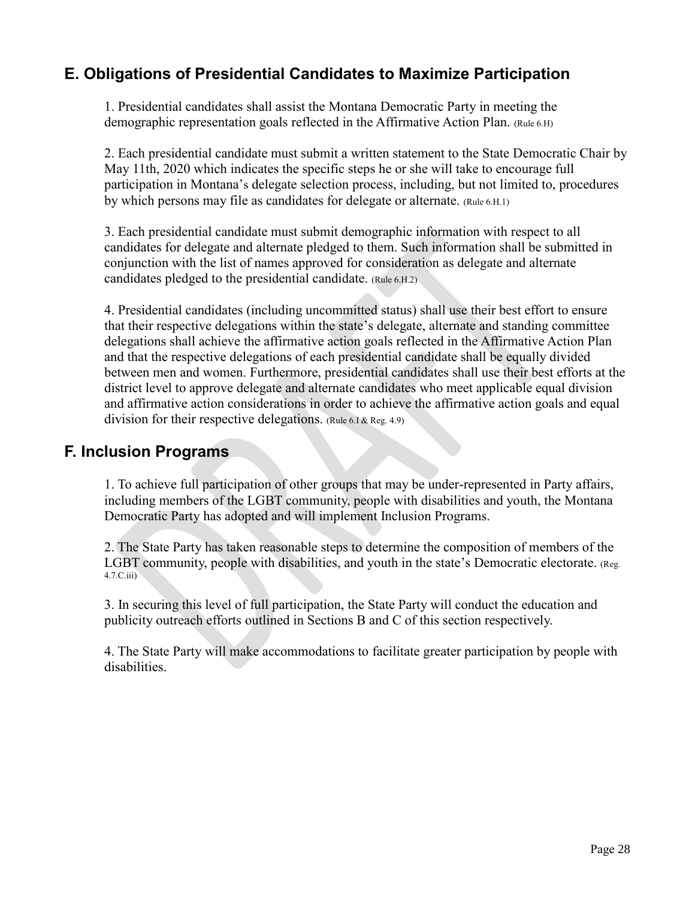## E. Obligations of Presidential Candidates to Maximize Participation

1. Presidential candidates shall assist the Montana Democratic Party in meeting the demographic representation goals reflected in the Affirmative Action Plan. (Rule 6.H)

2. Each presidential candidate must submit a written statement to the State Democratic Chair by May 11th, 2020 which indicates the specific steps he or she will take to encourage full participation in Montana's delegate selection process, including, but not limited to, procedures by which persons may file as candidates for delegate or alternate. (Rule 6.H.1)

3. Each presidential candidate must submit demographic information with respect to all candidates for delegate and alternate pledged to them. Such information shall be submitted in conjunction with the list of names approved for consideration as delegate and alternate candidates pledged to the presidential candidate. (Rule 6.H.2)

4. Presidential candidates (including uncommitted status) shall use their best effort to ensure that their respective delegations within the state's delegate, alternate and standing committee delegations shall achieve the affirmative action goals reflected in the Affirmative Action Plan and that the respective delegations of each presidential candidate shall be equally divided between men and women. Furthermore, presidential candidates shall use their best efforts at the district level to approve delegate and alternate candidates who meet applicable equal division and affirmative action considerations in order to achieve the affirmative action goals and equal division for their respective delegations. (Rule 6.I & Reg. 4.9)

## F. Inclusion Programs

1. To achieve full participation of other groups that may be under-represented in Party affairs, including members of the LGBT community, people with disabilities and youth, the Montana Democratic Party has adopted and will implement Inclusion Programs.

2. The State Party has taken reasonable steps to determine the composition of members of the LGBT community, people with disabilities, and youth in the state's Democratic electorate. (Reg. 4.7.C.iii)

3. In securing this level of full participation, the State Party will conduct the education and publicity outreach efforts outlined in Sections B and C of this section respectively.

4. The State Party will make accommodations to facilitate greater participation by people with disabilities.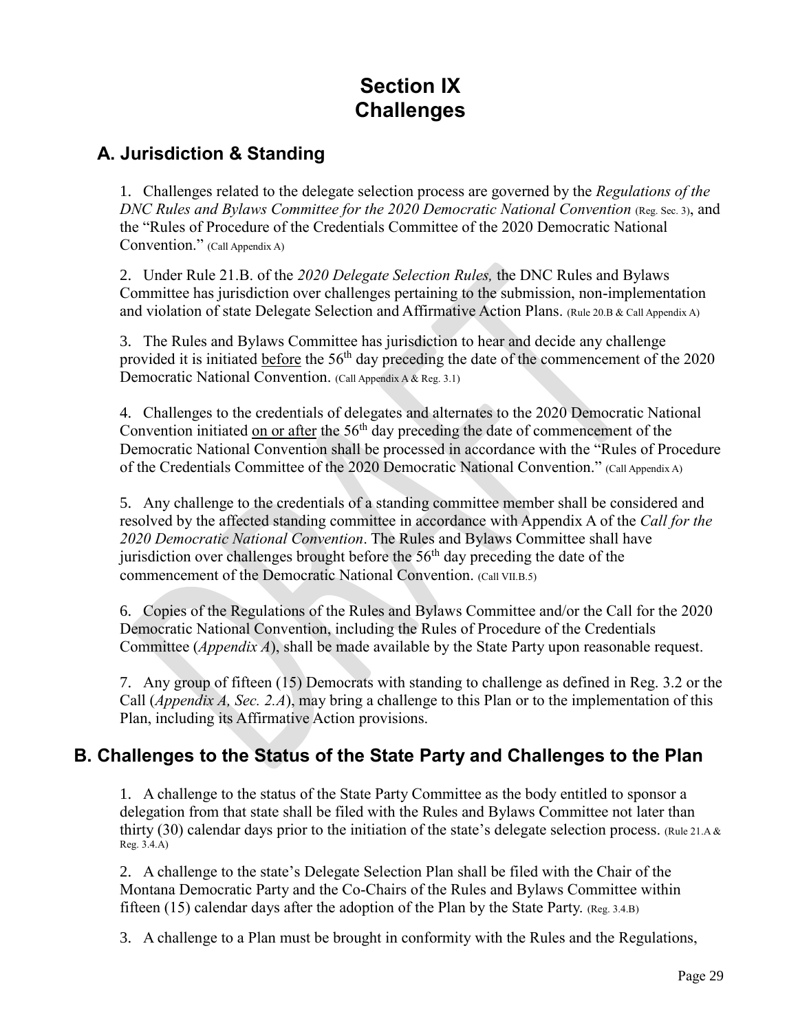# Section IX
# Challenges

## A. Jurisdiction & Standing

1. Challenges related to the delegate selection process are governed by the *Regulations of the DNC Rules and Bylaws Committee for the 2020 Democratic National Convention* (Reg. Sec. 3), and the "Rules of Procedure of the Credentials Committee of the 2020 Democratic National Convention." (Call Appendix A)

2. Under Rule 21.B. of the *2020 Delegate Selection Rules,* the DNC Rules and Bylaws Committee has jurisdiction over challenges pertaining to the submission, non-implementation and violation of state Delegate Selection and Affirmative Action Plans. (Rule 20.B & Call Appendix A)

3. The Rules and Bylaws Committee has jurisdiction to hear and decide any challenge provided it is initiated before the 56th day preceding the date of the commencement of the 2020 Democratic National Convention. (Call Appendix A & Reg. 3.1)

4. Challenges to the credentials of delegates and alternates to the 2020 Democratic National Convention initiated on or after the 56th day preceding the date of commencement of the Democratic National Convention shall be processed in accordance with the "Rules of Procedure of the Credentials Committee of the 2020 Democratic National Convention." (Call Appendix A)

5. Any challenge to the credentials of a standing committee member shall be considered and resolved by the affected standing committee in accordance with Appendix A of the *Call for the 2020 Democratic National Convention*. The Rules and Bylaws Committee shall have jurisdiction over challenges brought before the 56th day preceding the date of the commencement of the Democratic National Convention. (Call VII.B.5)

6. Copies of the Regulations of the Rules and Bylaws Committee and/or the Call for the 2020 Democratic National Convention, including the Rules of Procedure of the Credentials Committee (*Appendix A*), shall be made available by the State Party upon reasonable request.

7. Any group of fifteen (15) Democrats with standing to challenge as defined in Reg. 3.2 or the Call (*Appendix A, Sec. 2.A*), may bring a challenge to this Plan or to the implementation of this Plan, including its Affirmative Action provisions.

## B. Challenges to the Status of the State Party and Challenges to the Plan

1. A challenge to the status of the State Party Committee as the body entitled to sponsor a delegation from that state shall be filed with the Rules and Bylaws Committee not later than thirty (30) calendar days prior to the initiation of the state's delegate selection process. (Rule 21.A & Reg. 3.4.A)

2. A challenge to the state's Delegate Selection Plan shall be filed with the Chair of the Montana Democratic Party and the Co-Chairs of the Rules and Bylaws Committee within fifteen (15) calendar days after the adoption of the Plan by the State Party. (Reg. 3.4.B)

3. A challenge to a Plan must be brought in conformity with the Rules and the Regulations,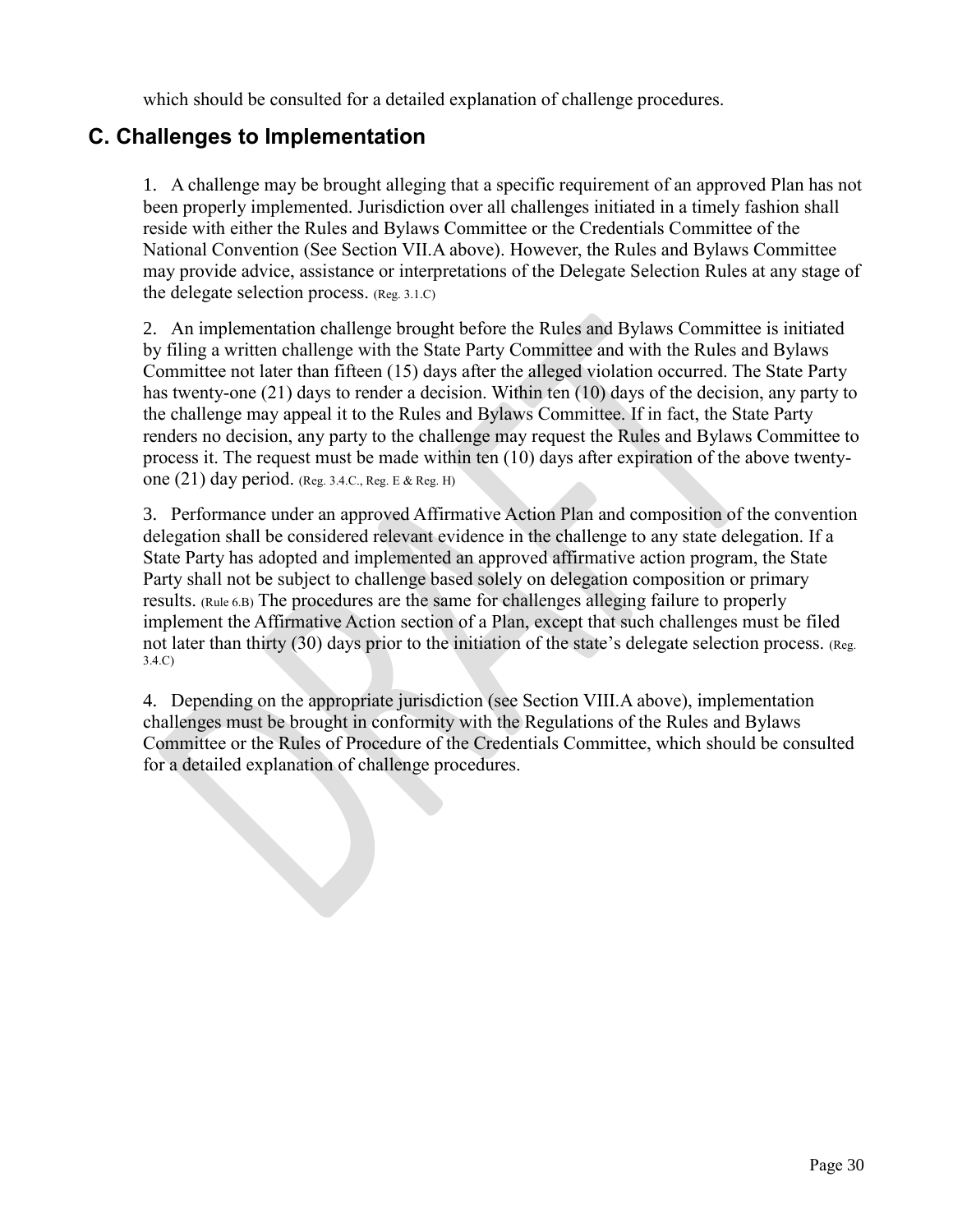which should be consulted for a detailed explanation of challenge procedures.

## C. Challenges to Implementation

1. A challenge may be brought alleging that a specific requirement of an approved Plan has not been properly implemented. Jurisdiction over all challenges initiated in a timely fashion shall reside with either the Rules and Bylaws Committee or the Credentials Committee of the National Convention (See Section VII.A above). However, the Rules and Bylaws Committee may provide advice, assistance or interpretations of the Delegate Selection Rules at any stage of the delegate selection process. (Reg. 3.1.C)

2. An implementation challenge brought before the Rules and Bylaws Committee is initiated by filing a written challenge with the State Party Committee and with the Rules and Bylaws Committee not later than fifteen (15) days after the alleged violation occurred. The State Party has twenty-one (21) days to render a decision. Within ten (10) days of the decision, any party to the challenge may appeal it to the Rules and Bylaws Committee. If in fact, the State Party renders no decision, any party to the challenge may request the Rules and Bylaws Committee to process it. The request must be made within ten (10) days after expiration of the above twenty-one (21) day period. (Reg. 3.4.C., Reg. E & Reg. H)

3. Performance under an approved Affirmative Action Plan and composition of the convention delegation shall be considered relevant evidence in the challenge to any state delegation. If a State Party has adopted and implemented an approved affirmative action program, the State Party shall not be subject to challenge based solely on delegation composition or primary results. (Rule 6.B) The procedures are the same for challenges alleging failure to properly implement the Affirmative Action section of a Plan, except that such challenges must be filed not later than thirty (30) days prior to the initiation of the state's delegate selection process. (Reg. 3.4.C)

4. Depending on the appropriate jurisdiction (see Section VIII.A above), implementation challenges must be brought in conformity with the Regulations of the Rules and Bylaws Committee or the Rules of Procedure of the Credentials Committee, which should be consulted for a detailed explanation of challenge procedures.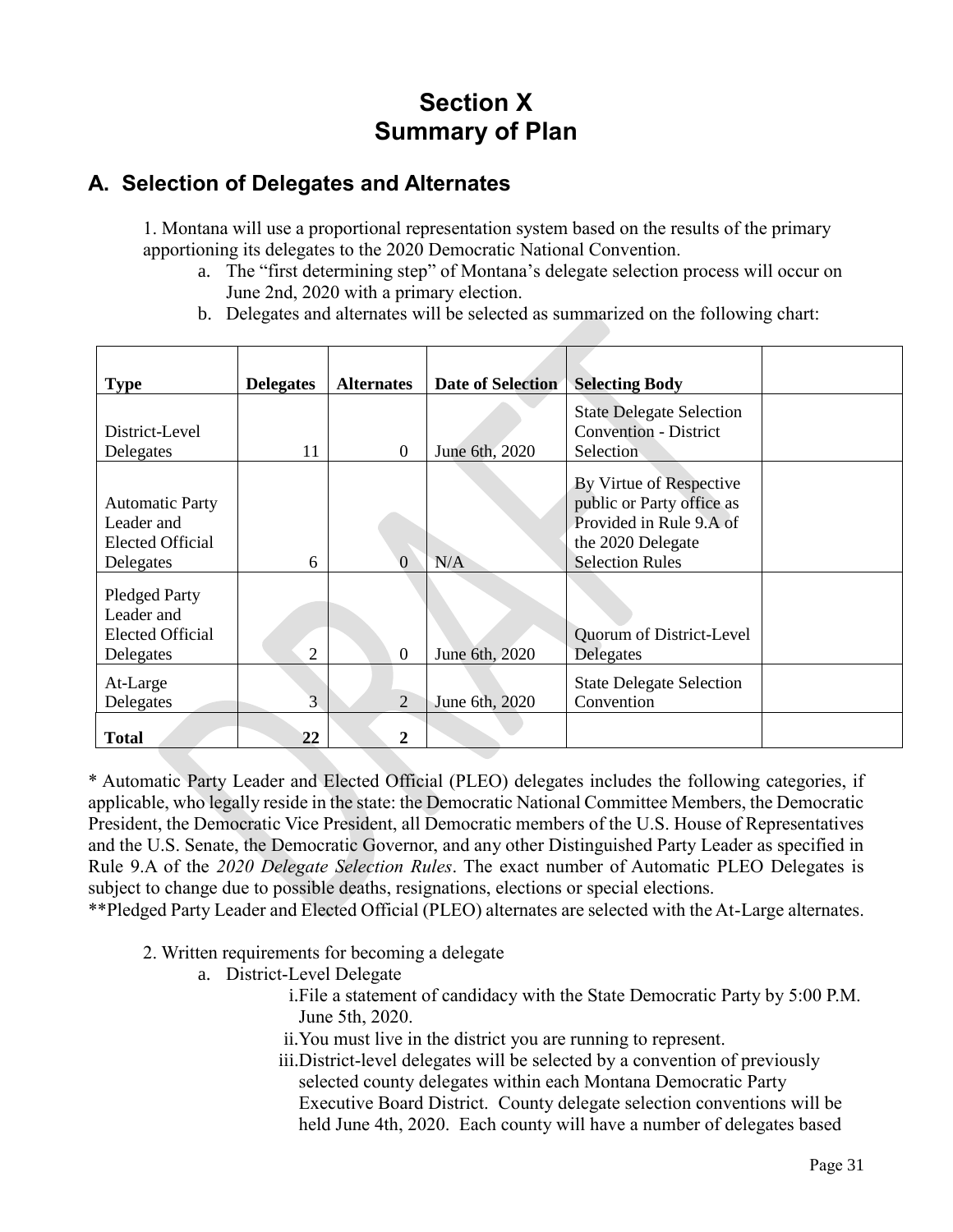# Section X
# Summary of Plan

## A. Selection of Delegates and Alternates

1. Montana will use a proportional representation system based on the results of the primary apportioning its delegates to the 2020 Democratic National Convention.
   a. The "first determining step" of Montana's delegate selection process will occur on June 2nd, 2020 with a primary election.
   b. Delegates and alternates will be selected as summarized on the following chart:

| Type | Delegates | Alternates | Date of Selection | Selecting Body | |
|---|---|---|---|---|---|
| District-Level Delegates | 11 | 0 | June 6th, 2020 | State Delegate Selection Convention - District Selection | |
| Automatic Party Leader and Elected Official Delegates | 6 | 0 | N/A | By Virtue of Respective public or Party office as Provided in Rule 9.A of the 2020 Delegate Selection Rules | |
| Pledged Party Leader and Elected Official Delegates | 2 | 0 | June 6th, 2020 | Quorum of District-Level Delegates | |
| At-Large Delegates | 3 | 2 | June 6th, 2020 | State Delegate Selection Convention | |
| **Total** | **22** | **2** | | | |

* Automatic Party Leader and Elected Official (PLEO) delegates includes the following categories, if applicable, who legally reside in the state: the Democratic National Committee Members, the Democratic President, the Democratic Vice President, all Democratic members of the U.S. House of Representatives and the U.S. Senate, the Democratic Governor, and any other Distinguished Party Leader as specified in Rule 9.A of the *2020 Delegate Selection Rules*. The exact number of Automatic PLEO Delegates is subject to change due to possible deaths, resignations, elections or special elections.

**Pledged Party Leader and Elected Official (PLEO) alternates are selected with the At-Large alternates.

2. Written requirements for becoming a delegate
   a. District-Level Delegate
      i. File a statement of candidacy with the State Democratic Party by 5:00 P.M. June 5th, 2020.
      ii. You must live in the district you are running to represent.
      iii. District-level delegates will be selected by a convention of previously selected county delegates within each Montana Democratic Party Executive Board District. County delegate selection conventions will be held June 4th, 2020. Each county will have a number of delegates based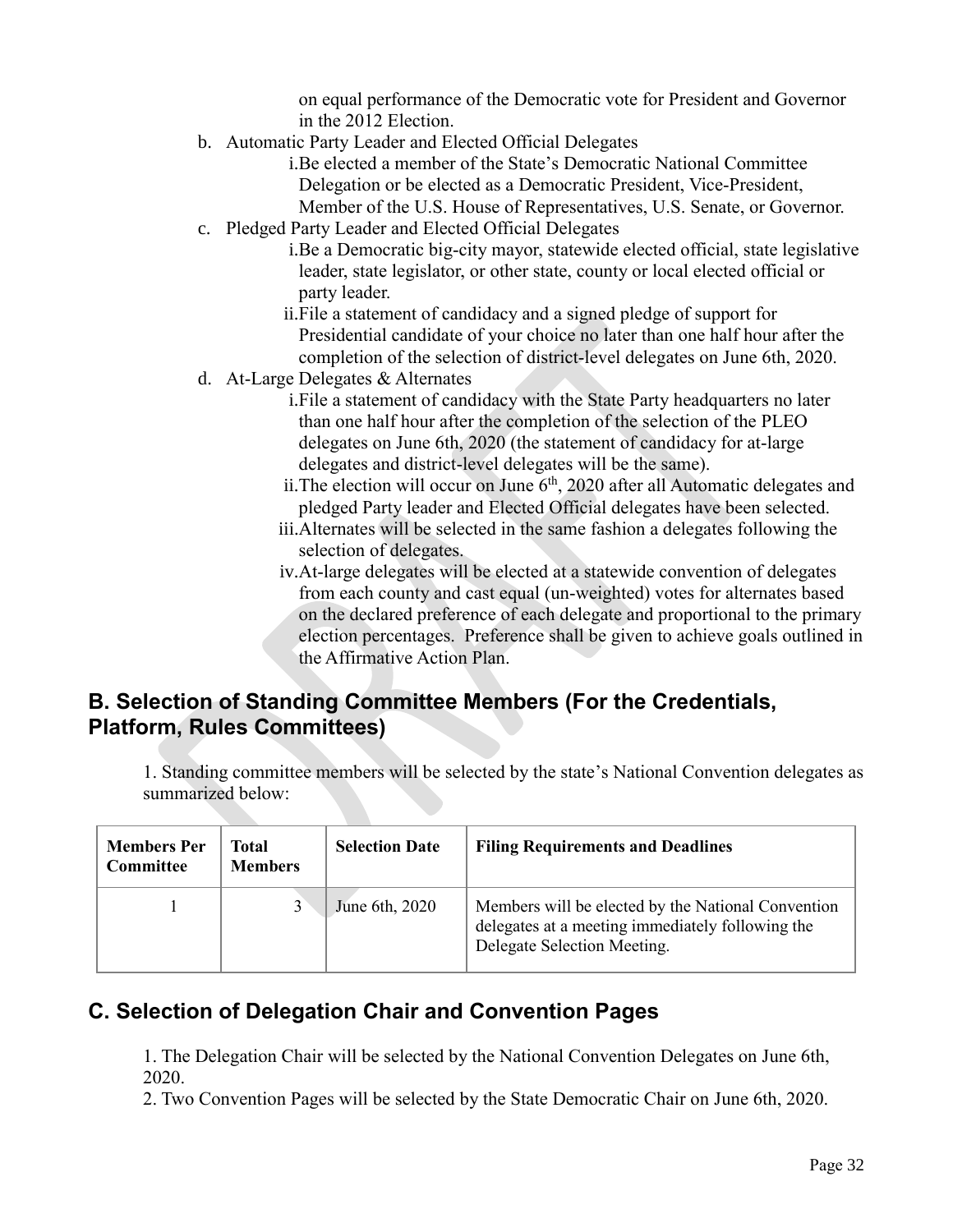on equal performance of the Democratic vote for President and Governor in the 2012 Election.

b. Automatic Party Leader and Elected Official Delegates
   i. Be elected a member of the State's Democratic National Committee Delegation or be elected as a Democratic President, Vice-President, Member of the U.S. House of Representatives, U.S. Senate, or Governor.

c. Pledged Party Leader and Elected Official Delegates
   i. Be a Democratic big-city mayor, statewide elected official, state legislative leader, state legislator, or other state, county or local elected official or party leader.
   ii. File a statement of candidacy and a signed pledge of support for Presidential candidate of your choice no later than one half hour after the completion of the selection of district-level delegates on June 6th, 2020.

d. At-Large Delegates & Alternates
   i. File a statement of candidacy with the State Party headquarters no later than one half hour after the completion of the selection of the PLEO delegates on June 6th, 2020 (the statement of candidacy for at-large delegates and district-level delegates will be the same).
   ii. The election will occur on June 6th, 2020 after all Automatic delegates and pledged Party leader and Elected Official delegates have been selected.
   iii. Alternates will be selected in the same fashion a delegates following the selection of delegates.
   iv. At-large delegates will be elected at a statewide convention of delegates from each county and cast equal (un-weighted) votes for alternates based on the declared preference of each delegate and proportional to the primary election percentages. Preference shall be given to achieve goals outlined in the Affirmative Action Plan.

## B. Selection of Standing Committee Members (For the Credentials, Platform, Rules Committees)

1. Standing committee members will be selected by the state's National Convention delegates as summarized below:

| Members Per Committee | Total Members | Selection Date | Filing Requirements and Deadlines |
|---|---|---|---|
| 1 | 3 | June 6th, 2020 | Members will be elected by the National Convention delegates at a meeting immediately following the Delegate Selection Meeting. |

## C. Selection of Delegation Chair and Convention Pages

1. The Delegation Chair will be selected by the National Convention Delegates on June 6th, 2020.
2. Two Convention Pages will be selected by the State Democratic Chair on June 6th, 2020.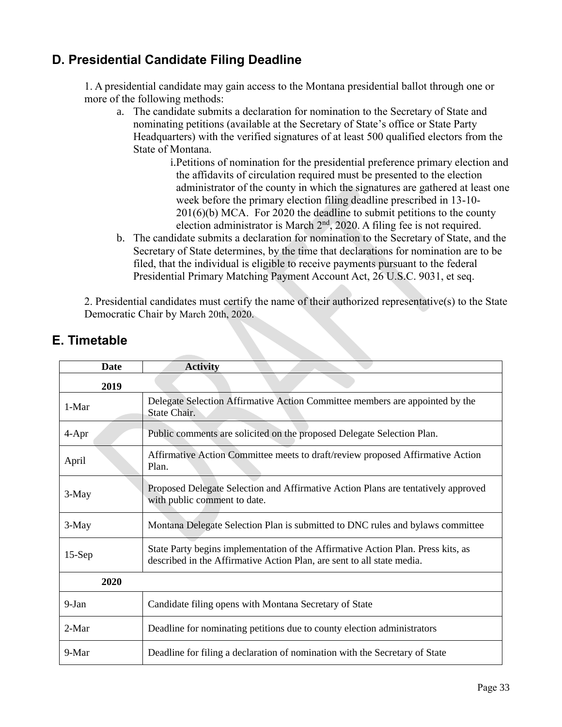## D. Presidential Candidate Filing Deadline

1. A presidential candidate may gain access to the Montana presidential ballot through one or more of the following methods:
   a. The candidate submits a declaration for nomination to the Secretary of State and nominating petitions (available at the Secretary of State's office or State Party Headquarters) with the verified signatures of at least 500 qualified electors from the State of Montana.
      i. Petitions of nomination for the presidential preference primary election and the affidavits of circulation required must be presented to the election administrator of the county in which the signatures are gathered at least one week before the primary election filing deadline prescribed in 13-10-201(6)(b) MCA. For 2020 the deadline to submit petitions to the county election administrator is March 2nd, 2020. A filing fee is not required.
   b. The candidate submits a declaration for nomination to the Secretary of State, and the Secretary of State determines, by the time that declarations for nomination are to be filed, that the individual is eligible to receive payments pursuant to the federal Presidential Primary Matching Payment Account Act, 26 U.S.C. 9031, et seq.

2. Presidential candidates must certify the name of their authorized representative(s) to the State Democratic Chair by March 20th, 2020.

## E. Timetable

| Date | Activity |
|---|---|
| **2019** | |
| 1-Mar | Delegate Selection Affirmative Action Committee members are appointed by the State Chair. |
| 4-Apr | Public comments are solicited on the proposed Delegate Selection Plan. |
| April | Affirmative Action Committee meets to draft/review proposed Affirmative Action Plan. |
| 3-May | Proposed Delegate Selection and Affirmative Action Plans are tentatively approved with public comment to date. |
| 3-May | Montana Delegate Selection Plan is submitted to DNC rules and bylaws committee |
| 15-Sep | State Party begins implementation of the Affirmative Action Plan. Press kits, as described in the Affirmative Action Plan, are sent to all state media. |
| **2020** | |
| 9-Jan | Candidate filing opens with Montana Secretary of State |
| 2-Mar | Deadline for nominating petitions due to county election administrators |
| 9-Mar | Deadline for filing a declaration of nomination with the Secretary of State |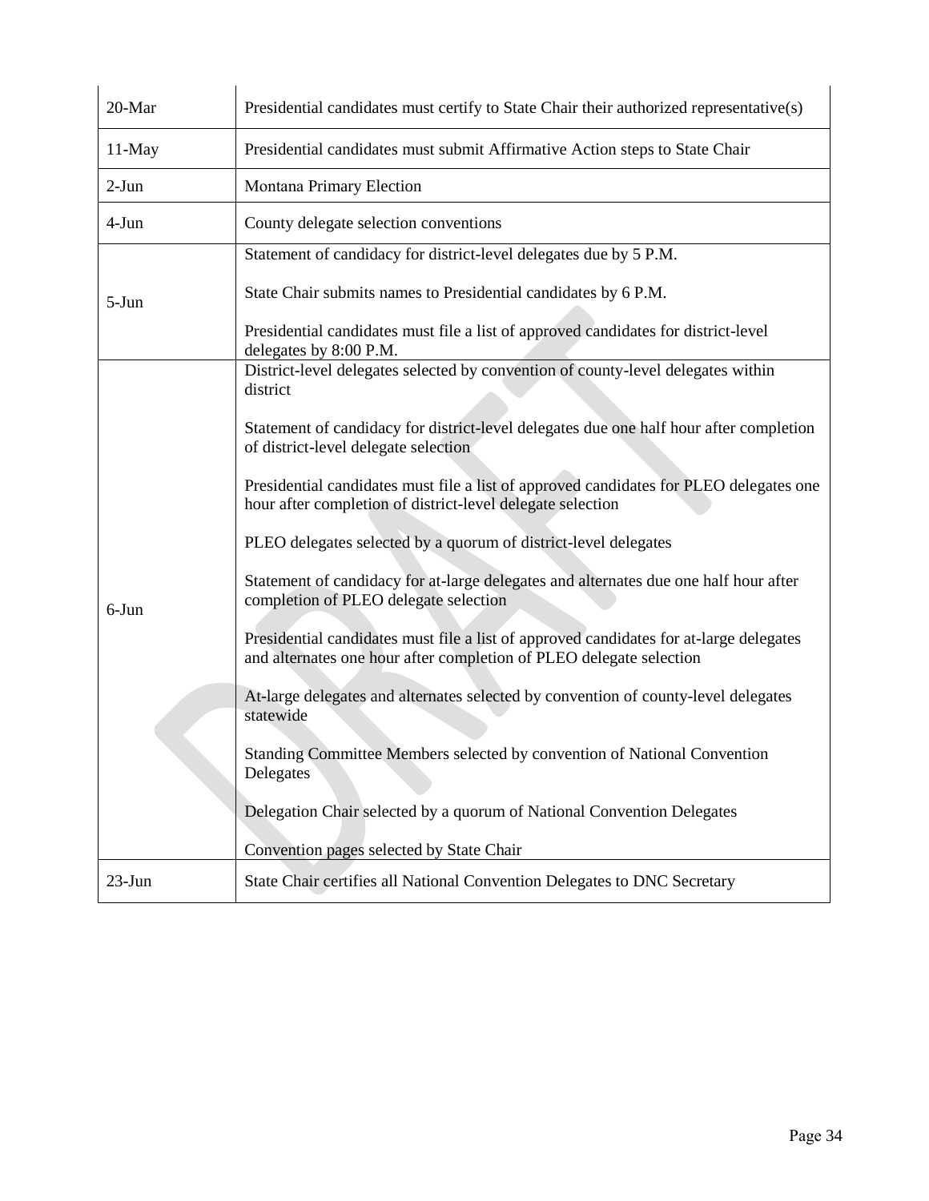| 20-Mar | Presidential candidates must certify to State Chair their authorized representative(s) |
|---|---|
| 11-May | Presidential candidates must submit Affirmative Action steps to State Chair |
| 2-Jun | Montana Primary Election |
| 4-Jun | County delegate selection conventions |
| 5-Jun | Statement of candidacy for district-level delegates due by 5 P.M.<br><br>State Chair submits names to Presidential candidates by 6 P.M.<br><br>Presidential candidates must file a list of approved candidates for district-level delegates by 8:00 P.M. |
| 6-Jun | District-level delegates selected by convention of county-level delegates within district<br><br>Statement of candidacy for district-level delegates due one half hour after completion of district-level delegate selection<br><br>Presidential candidates must file a list of approved candidates for PLEO delegates one hour after completion of district-level delegate selection<br><br>PLEO delegates selected by a quorum of district-level delegates<br><br>Statement of candidacy for at-large delegates and alternates due one half hour after completion of PLEO delegate selection<br><br>Presidential candidates must file a list of approved candidates for at-large delegates and alternates one hour after completion of PLEO delegate selection<br><br>At-large delegates and alternates selected by convention of county-level delegates statewide<br><br>Standing Committee Members selected by convention of National Convention Delegates<br><br>Delegation Chair selected by a quorum of National Convention Delegates<br><br>Convention pages selected by State Chair |
| 23-Jun | State Chair certifies all National Convention Delegates to DNC Secretary |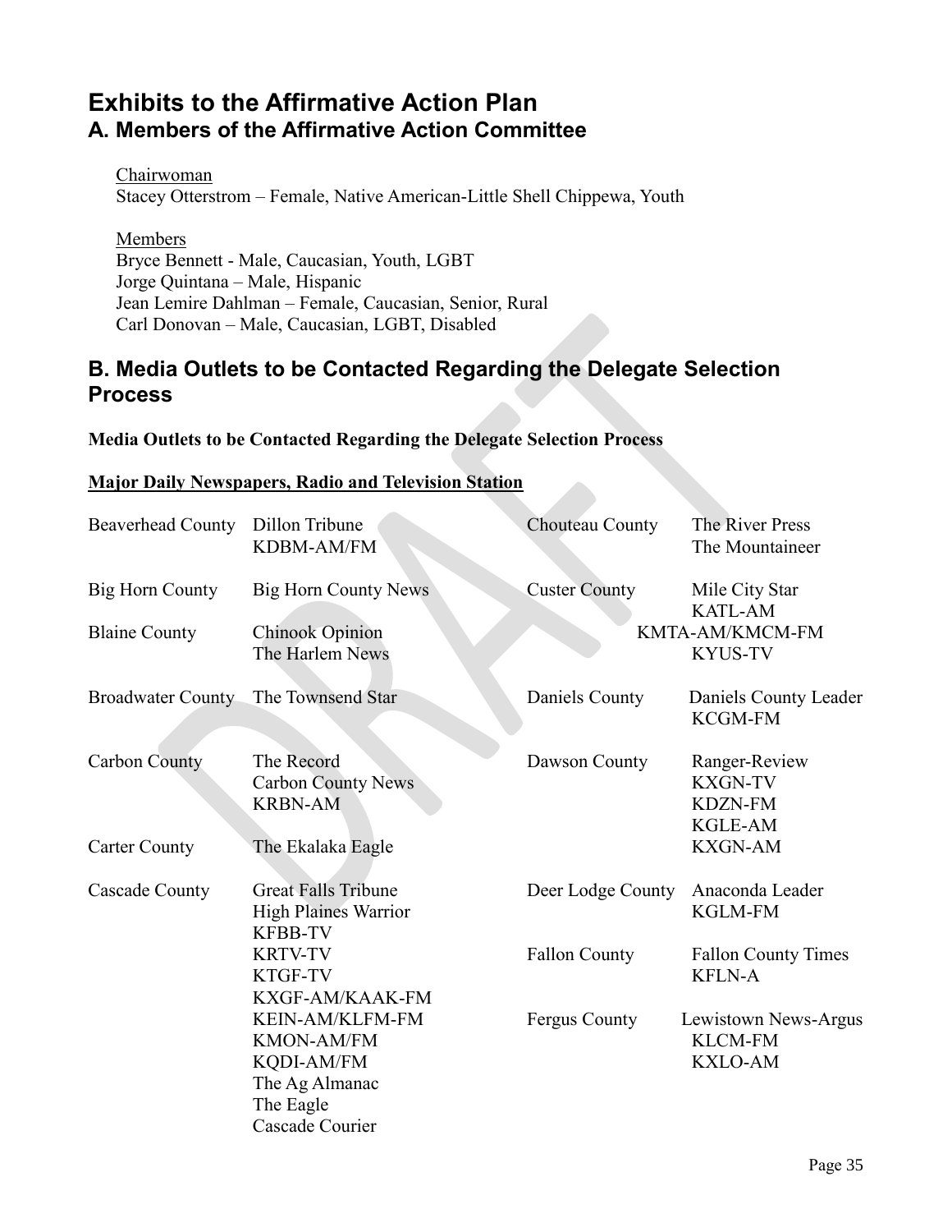# Exhibits to the Affirmative Action Plan

## A. Members of the Affirmative Action Committee

Chairwoman
Stacey Otterstrom – Female, Native American-Little Shell Chippewa, Youth

Members
Bryce Bennett - Male, Caucasian, Youth, LGBT
Jorge Quintana – Male, Hispanic
Jean Lemire Dahlman – Female, Caucasian, Senior, Rural
Carl Donovan – Male, Caucasian, LGBT, Disabled

## B. Media Outlets to be Contacted Regarding the Delegate Selection Process

**Media Outlets to be Contacted Regarding the Delegate Selection Process**

**Major Daily Newspapers, Radio and Television Station**

| County | Media Outlets |
|---|---|
| Beaverhead County | Dillon Tribune<br>KDBM-AM/FM |
| Big Horn County | Big Horn County News |
| Blaine County | Chinook Opinion<br>The Harlem News |
| Broadwater County | The Townsend Star |
| Carbon County | The Record<br>Carbon County News<br>KRBN-AM |
| Carter County | The Ekalaka Eagle |
| Cascade County | Great Falls Tribune<br>High Plaines Warrior<br>KFBB-TV<br>KRTV-TV<br>KTGF-TV<br>KXGF-AM/KAAK-FM<br>KEIN-AM/KLFM-FM<br>KMON-AM/FM<br>KQDI-AM/FM<br>The Ag Almanac<br>The Eagle<br>Cascade Courier |
| Chouteau County | The River Press<br>The Mountaineer |
| Custer County | Mile City Star<br>KATL-AM<br>KMTA-AM/KMCM-FM<br>KYUS-TV |
| Daniels County | Daniels County Leader<br>KCGM-FM |
| Dawson County | Ranger-Review<br>KXGN-TV<br>KDZN-FM<br>KGLE-AM<br>KXGN-AM |
| Deer Lodge County | Anaconda Leader<br>KGLM-FM |
| Fallon County | Fallon County Times<br>KFLN-A |
| Fergus County | Lewistown News-Argus<br>KLCM-FM<br>KXLO-AM |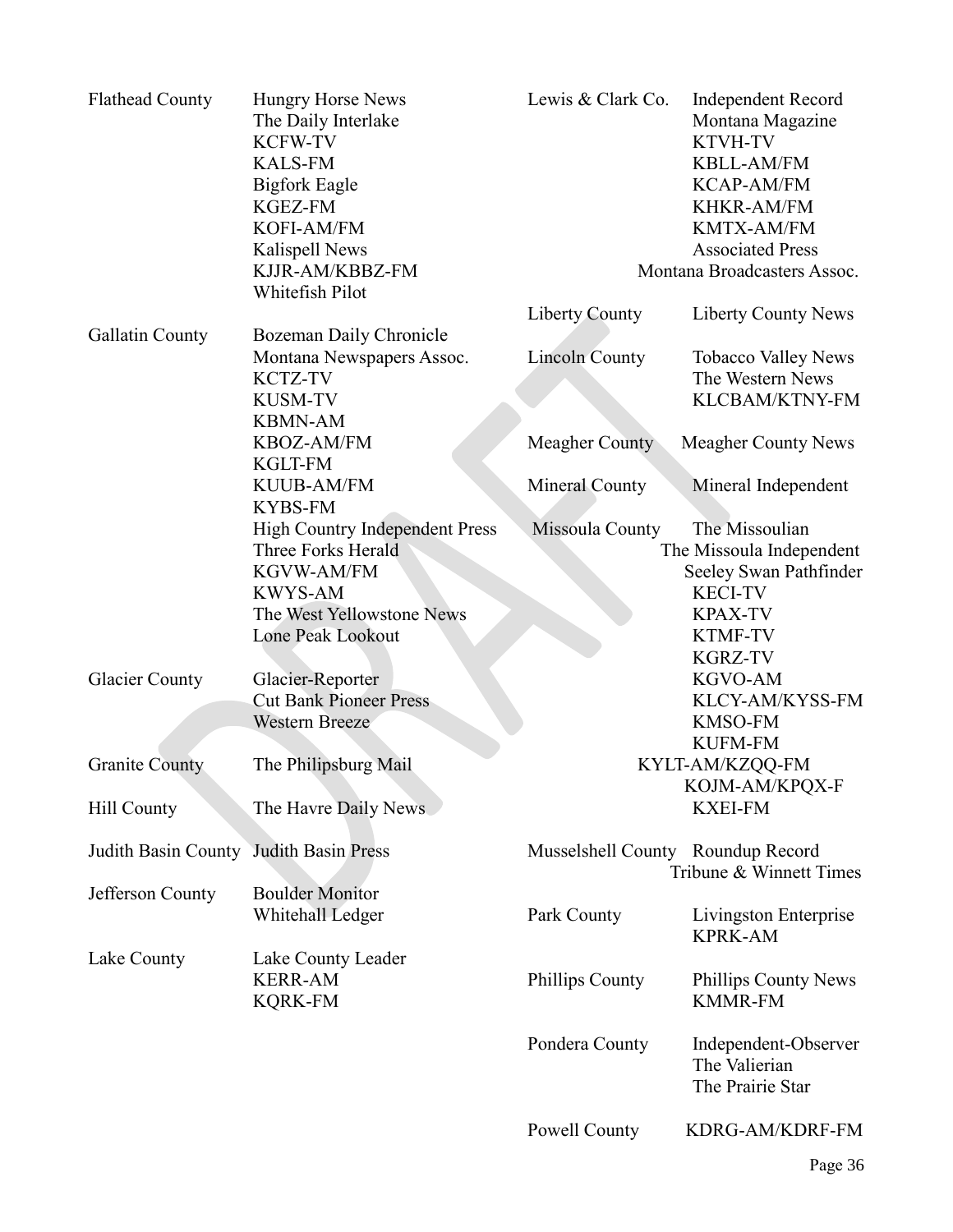| County | Media Outlets |
| --- | --- |
| Flathead County | Hungry Horse News |
| | The Daily Interlake |
| | KCFW-TV |
| | KALS-FM |
| | Bigfork Eagle |
| | KGEZ-FM |
| | KOFI-AM/FM |
| | Kalispell News |
| | KJJR-AM/KBBZ-FM |
| | Whitefish Pilot |
| Gallatin County | Bozeman Daily Chronicle |
| | Montana Newspapers Assoc. |
| | KCTZ-TV |
| | KUSM-TV |
| | KBMN-AM |
| | KBOZ-AM/FM |
| | KGLT-FM |
| | KUUB-AM/FM |
| | KYBS-FM |
| | High Country Independent Press |
| | Three Forks Herald |
| | KGVW-AM/FM |
| | KWYS-AM |
| | The West Yellowstone News |
| | Lone Peak Lookout |
| Glacier County | Glacier-Reporter |
| | Cut Bank Pioneer Press |
| | Western Breeze |
| Granite County | The Philipsburg Mail |
| Hill County | The Havre Daily News |
| Judith Basin County | Judith Basin Press |
| Jefferson County | Boulder Monitor |
| | Whitehall Ledger |
| Lake County | Lake County Leader |
| | KERR-AM |
| | KQRK-FM |
| Lewis & Clark Co. | Independent Record |
| | Montana Magazine |
| | KTVH-TV |
| | KBLL-AM/FM |
| | KCAP-AM/FM |
| | KHKR-AM/FM |
| | KMTX-AM/FM |
| | Associated Press |
| | Montana Broadcasters Assoc. |
| Liberty County | Liberty County News |
| Lincoln County | Tobacco Valley News |
| | The Western News |
| | KLCBAM/KTNY-FM |
| Meagher County | Meagher County News |
| Mineral County | Mineral Independent |
| Missoula County | The Missoulian |
| | The Missoula Independent |
| | Seeley Swan Pathfinder |
| | KECI-TV |
| | KPAX-TV |
| | KTMF-TV |
| | KGRZ-TV |
| | KGVO-AM |
| | KLCY-AM/KYSS-FM |
| | KMSO-FM |
| | KUFM-FM |
| | KYLT-AM/KZQQ-FM |
| | KOJM-AM/KPQX-F |
| | KXEI-FM |
| Musselshell County | Roundup Record |
| | Tribune & Winnett Times |
| Park County | Livingston Enterprise |
| | KPRK-AM |
| Phillips County | Phillips County News |
| | KMMR-FM |
| Pondera County | Independent-Observer |
| | The Valierian |
| | The Prairie Star |
| Powell County | KDRG-AM/KDRF-FM |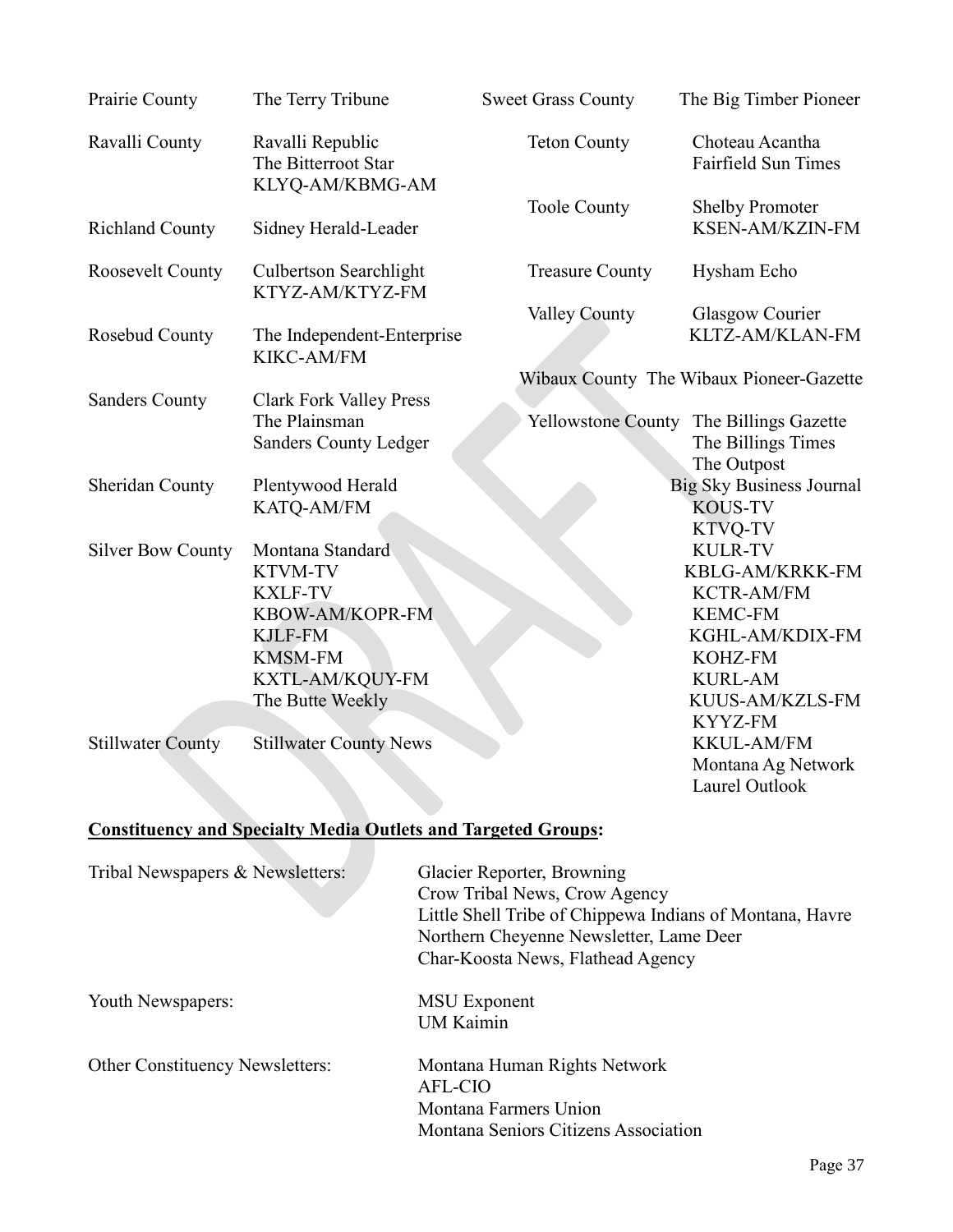| | |
|---|---|
| Prairie County | The Terry Tribune |
| Ravalli County | Ravalli Republic<br>The Bitterroot Star<br>KLYQ-AM/KBMG-AM |
| Richland County | Sidney Herald-Leader |
| Roosevelt County | Culbertson Searchlight<br>KTYZ-AM/KTYZ-FM |
| Rosebud County | The Independent-Enterprise<br>KIKC-AM/FM |
| Sanders County | Clark Fork Valley Press<br>The Plainsman<br>Sanders County Ledger |
| Sheridan County | Plentywood Herald<br>KATQ-AM/FM |
| Silver Bow County | Montana Standard<br>KTVM-TV<br>KXLF-TV<br>KBOW-AM/KOPR-FM<br>KJLF-FM<br>KMSM-FM<br>KXTL-AM/KQUY-FM<br>The Butte Weekly |
| Stillwater County | Stillwater County News |
| Sweet Grass County | The Big Timber Pioneer |
| Teton County | Choteau Acantha<br>Fairfield Sun Times |
| Toole County | Shelby Promoter<br>KSEN-AM/KZIN-FM |
| Treasure County | Hysham Echo |
| Valley County | Glasgow Courier<br>KLTZ-AM/KLAN-FM |
| Wibaux County | The Wibaux Pioneer-Gazette |
| Yellowstone County | The Billings Gazette<br>The Billings Times<br>The Outpost<br>Big Sky Business Journal<br>KOUS-TV<br>KTVQ-TV<br>KULR-TV<br>KBLG-AM/KRKK-FM<br>KCTR-AM/FM<br>KEMC-FM<br>KGHL-AM/KDIX-FM<br>KOHZ-FM<br>KURL-AM<br>KUUS-AM/KZLS-FM<br>KYYZ-FM<br>KKUL-AM/FM<br>Montana Ag Network<br>Laurel Outlook |

**Constituency and Specialty Media Outlets and Targeted Groups:**

| | |
|---|---|
| Tribal Newspapers & Newsletters: | Glacier Reporter, Browning<br>Crow Tribal News, Crow Agency<br>Little Shell Tribe of Chippewa Indians of Montana, Havre<br>Northern Cheyenne Newsletter, Lame Deer<br>Char-Koosta News, Flathead Agency |
| Youth Newspapers: | MSU Exponent<br>UM Kaimin |
| Other Constituency Newsletters: | Montana Human Rights Network<br>AFL-CIO<br>Montana Farmers Union<br>Montana Seniors Citizens Association |